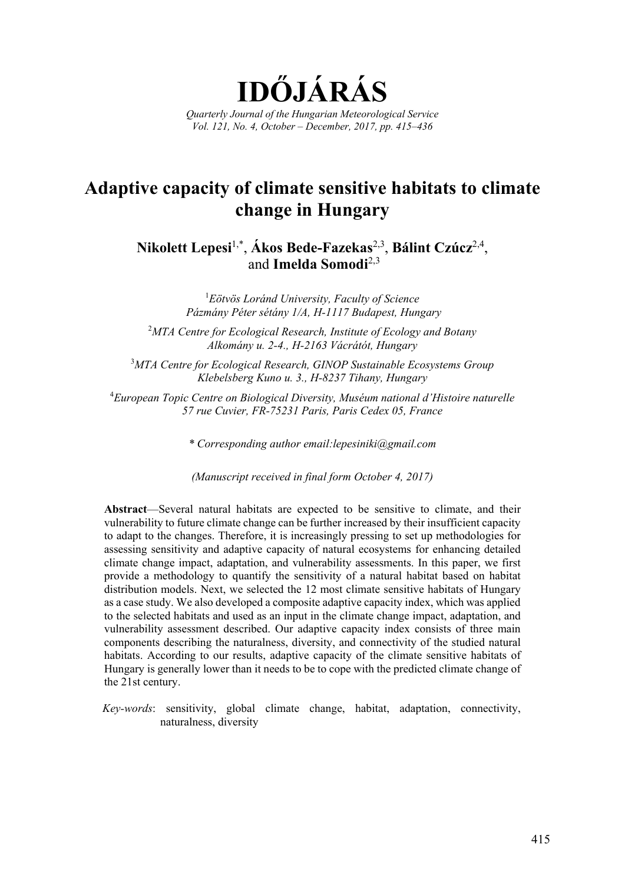# IDŐJÁRÁS

*Quarterly Journal of the Hungarian Meteorological Service*
*Vol. 121, No. 4, October – December, 2017, pp. 415–436*

## Adaptive capacity of climate sensitive habitats to climate change in Hungary

**Nikolett Lepesi**[1,*], **Ákos Bede-Fazekas**[2,3], **Bálint Czúcz**[2,4], and **Imelda Somodi**[2,3]

[1] *Eötvös Loránd University, Faculty of Science*
*Pázmány Péter sétány 1/A, H-1117 Budapest, Hungary*

[2] *MTA Centre for Ecological Research, Institute of Ecology and Botany*
*Alkomány u. 2-4., H-2163 Vácrátót, Hungary*

[3] *MTA Centre for Ecological Research, GINOP Sustainable Ecosystems Group*
*Klebelsberg Kuno u. 3., H-8237 Tihany, Hungary*

[4] *European Topic Centre on Biological Diversity, Muséum national d'Histoire naturelle*
*57 rue Cuvier, FR-75231 Paris, Paris Cedex 05, France*

*\* Corresponding author email:lepesiniki@gmail.com*

*(Manuscript received in final form October 4, 2017)*

**Abstract**—Several natural habitats are expected to be sensitive to climate, and their vulnerability to future climate change can be further increased by their insufficient capacity to adapt to the changes. Therefore, it is increasingly pressing to set up methodologies for assessing sensitivity and adaptive capacity of natural ecosystems for enhancing detailed climate change impact, adaptation, and vulnerability assessments. In this paper, we first provide a methodology to quantify the sensitivity of a natural habitat based on habitat distribution models. Next, we selected the 12 most climate sensitive habitats of Hungary as a case study. We also developed a composite adaptive capacity index, which was applied to the selected habitats and used as an input in the climate change impact, adaptation, and vulnerability assessment described. Our adaptive capacity index consists of three main components describing the naturalness, diversity, and connectivity of the studied natural habitats. According to our results, adaptive capacity of the climate sensitive habitats of Hungary is generally lower than it needs to be to cope with the predicted climate change of the 21st century.

*Key-words*: sensitivity, global climate change, habitat, adaptation, connectivity, naturalness, diversity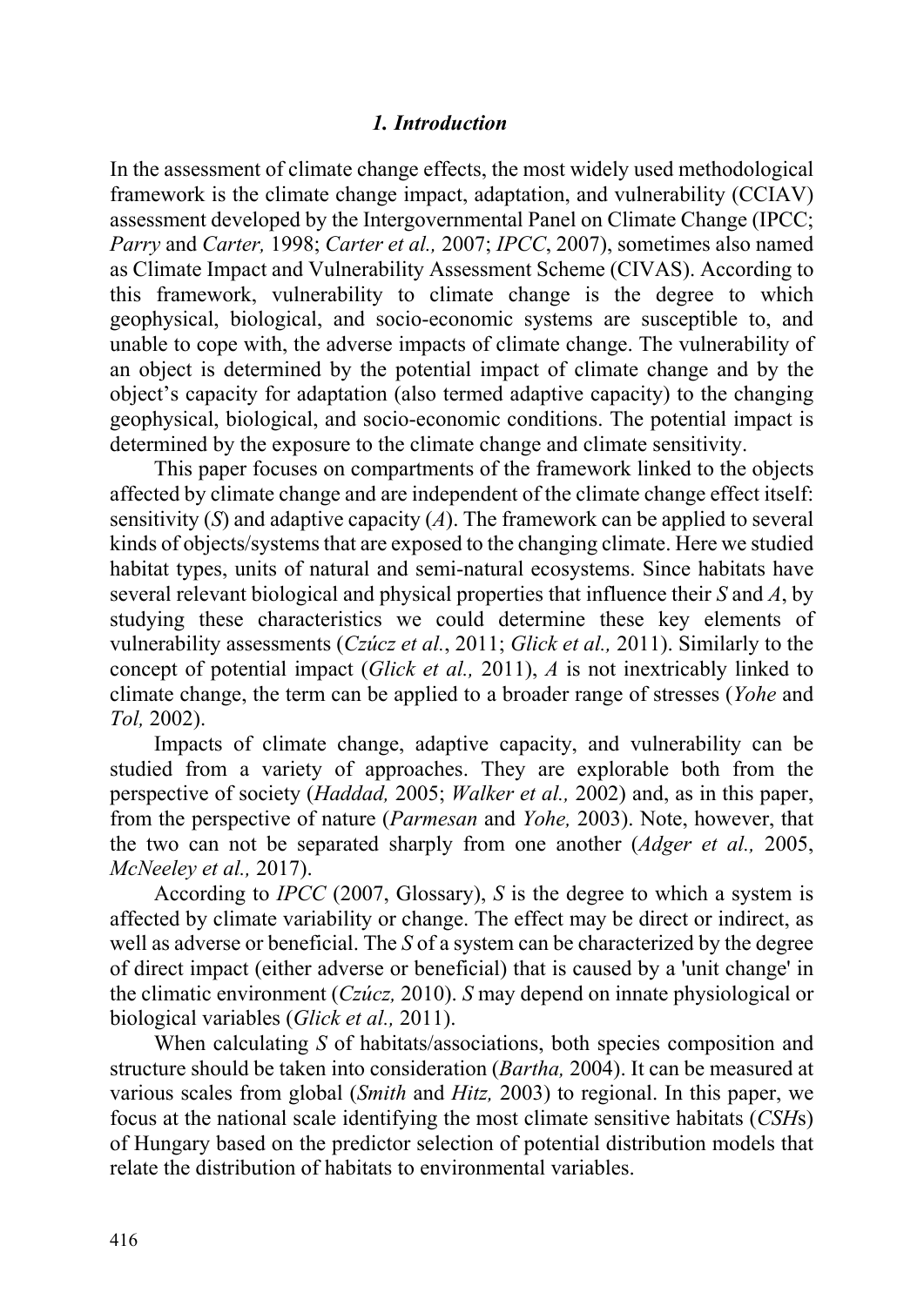## *1. Introduction*

In the assessment of climate change effects, the most widely used methodological framework is the climate change impact, adaptation, and vulnerability (CCIAV) assessment developed by the Intergovernmental Panel on Climate Change (IPCC; *Parry* and *Carter,* 1998; *Carter et al.,* 2007; *IPCC*, 2007), sometimes also named as Climate Impact and Vulnerability Assessment Scheme (CIVAS). According to this framework, vulnerability to climate change is the degree to which geophysical, biological, and socio-economic systems are susceptible to, and unable to cope with, the adverse impacts of climate change. The vulnerability of an object is determined by the potential impact of climate change and by the object's capacity for adaptation (also termed adaptive capacity) to the changing geophysical, biological, and socio-economic conditions. The potential impact is determined by the exposure to the climate change and climate sensitivity.

This paper focuses on compartments of the framework linked to the objects affected by climate change and are independent of the climate change effect itself: sensitivity ($S$) and adaptive capacity ($A$). The framework can be applied to several kinds of objects/systems that are exposed to the changing climate. Here we studied habitat types, units of natural and semi-natural ecosystems. Since habitats have several relevant biological and physical properties that influence their $S$ and $A$, by studying these characteristics we could determine these key elements of vulnerability assessments (*Czúcz et al.*, 2011; *Glick et al.,* 2011). Similarly to the concept of potential impact (*Glick et al.,* 2011), $A$ is not inextricably linked to climate change, the term can be applied to a broader range of stresses (*Yohe* and *Tol,* 2002).

Impacts of climate change, adaptive capacity, and vulnerability can be studied from a variety of approaches. They are explorable both from the perspective of society (*Haddad,* 2005; *Walker et al.,* 2002) and, as in this paper, from the perspective of nature (*Parmesan* and *Yohe,* 2003). Note, however, that the two can not be separated sharply from one another (*Adger et al.,* 2005, *McNeeley et al.,* 2017).

According to *IPCC* (2007, Glossary), $S$ is the degree to which a system is affected by climate variability or change. The effect may be direct or indirect, as well as adverse or beneficial. The $S$ of a system can be characterized by the degree of direct impact (either adverse or beneficial) that is caused by a 'unit change' in the climatic environment (*Czúcz,* 2010). $S$ may depend on innate physiological or biological variables (*Glick et al.,* 2011).

When calculating $S$ of habitats/associations, both species composition and structure should be taken into consideration (*Bartha,* 2004). It can be measured at various scales from global (*Smith* and *Hitz,* 2003) to regional. In this paper, we focus at the national scale identifying the most climate sensitive habitats (*CSH*s) of Hungary based on the predictor selection of potential distribution models that relate the distribution of habitats to environmental variables.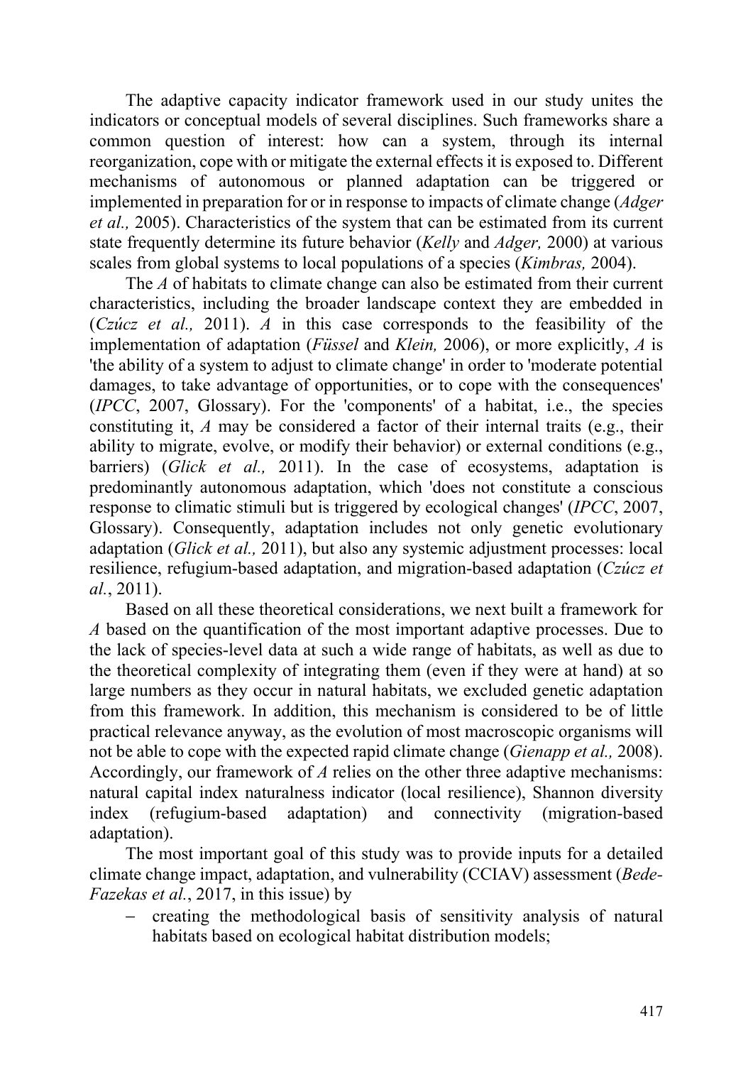The adaptive capacity indicator framework used in our study unites the indicators or conceptual models of several disciplines. Such frameworks share a common question of interest: how can a system, through its internal reorganization, cope with or mitigate the external effects it is exposed to. Different mechanisms of autonomous or planned adaptation can be triggered or implemented in preparation for or in response to impacts of climate change (*Adger et al.,* 2005). Characteristics of the system that can be estimated from its current state frequently determine its future behavior (*Kelly* and *Adger,* 2000) at various scales from global systems to local populations of a species (*Kimbras,* 2004).

The *A* of habitats to climate change can also be estimated from their current characteristics, including the broader landscape context they are embedded in (*Czúcz et al.,* 2011). *A* in this case corresponds to the feasibility of the implementation of adaptation (*Füssel* and *Klein,* 2006), or more explicitly, *A* is 'the ability of a system to adjust to climate change' in order to 'moderate potential damages, to take advantage of opportunities, or to cope with the consequences' (*IPCC*, 2007, Glossary). For the 'components' of a habitat, i.e., the species constituting it, *A* may be considered a factor of their internal traits (e.g., their ability to migrate, evolve, or modify their behavior) or external conditions (e.g., barriers) (*Glick et al.,* 2011). In the case of ecosystems, adaptation is predominantly autonomous adaptation, which 'does not constitute a conscious response to climatic stimuli but is triggered by ecological changes' (*IPCC*, 2007, Glossary). Consequently, adaptation includes not only genetic evolutionary adaptation (*Glick et al.,* 2011), but also any systemic adjustment processes: local resilience, refugium-based adaptation, and migration-based adaptation (*Czúcz et al.*, 2011).

Based on all these theoretical considerations, we next built a framework for *A* based on the quantification of the most important adaptive processes. Due to the lack of species-level data at such a wide range of habitats, as well as due to the theoretical complexity of integrating them (even if they were at hand) at so large numbers as they occur in natural habitats, we excluded genetic adaptation from this framework. In addition, this mechanism is considered to be of little practical relevance anyway, as the evolution of most macroscopic organisms will not be able to cope with the expected rapid climate change (*Gienapp et al.,* 2008). Accordingly, our framework of *A* relies on the other three adaptive mechanisms: natural capital index naturalness indicator (local resilience), Shannon diversity index (refugium-based adaptation) and connectivity (migration-based adaptation).

The most important goal of this study was to provide inputs for a detailed climate change impact, adaptation, and vulnerability (CCIAV) assessment (*Bede-Fazekas et al.*, 2017, in this issue) by

- creating the methodological basis of sensitivity analysis of natural habitats based on ecological habitat distribution models;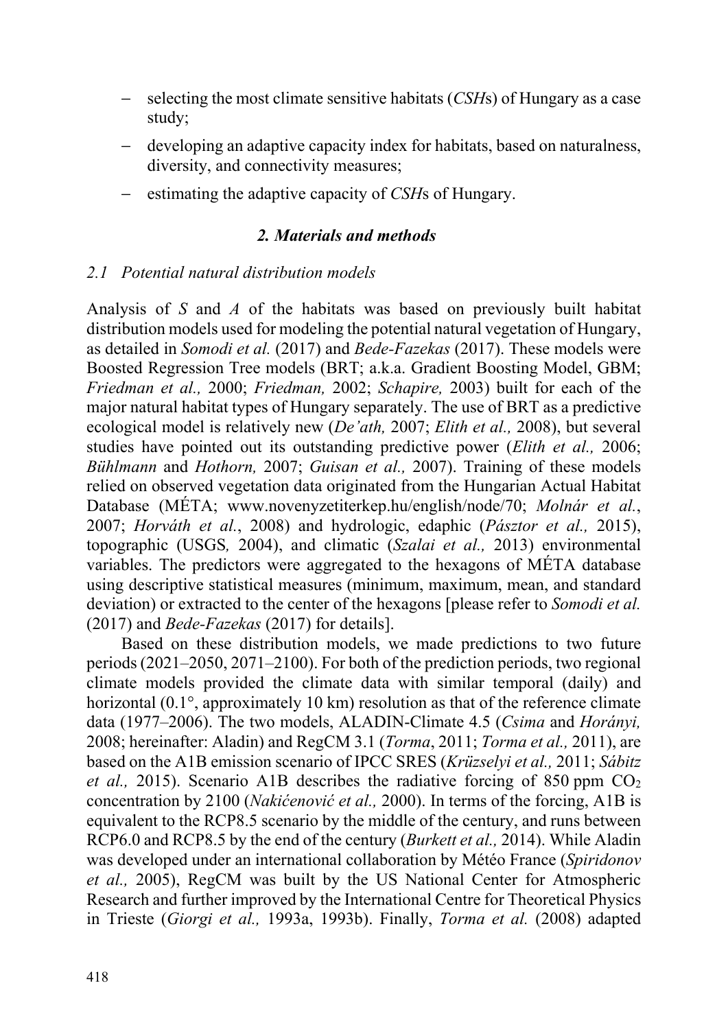- selecting the most climate sensitive habitats (*CSH*s) of Hungary as a case study;
- developing an adaptive capacity index for habitats, based on naturalness, diversity, and connectivity measures;
- estimating the adaptive capacity of *CSH*s of Hungary.

## *2. Materials and methods*

### *2.1 Potential natural distribution models*

Analysis of *S* and *A* of the habitats was based on previously built habitat distribution models used for modeling the potential natural vegetation of Hungary, as detailed in *Somodi et al.* (2017) and *Bede-Fazekas* (2017). These models were Boosted Regression Tree models (BRT; a.k.a. Gradient Boosting Model, GBM; *Friedman et al.,* 2000; *Friedman,* 2002; *Schapire,* 2003) built for each of the major natural habitat types of Hungary separately. The use of BRT as a predictive ecological model is relatively new (*De'ath,* 2007; *Elith et al.,* 2008), but several studies have pointed out its outstanding predictive power (*Elith et al.,* 2006; *Bühlmann* and *Hothorn,* 2007; *Guisan et al.,* 2007). Training of these models relied on observed vegetation data originated from the Hungarian Actual Habitat Database (MÉTA; www.novenyzetiterkep.hu/english/node/70; *Molnár et al.*, 2007; *Horváth et al.*, 2008) and hydrologic, edaphic (*Pásztor et al.,* 2015), topographic (USGS*,* 2004), and climatic (*Szalai et al.,* 2013) environmental variables. The predictors were aggregated to the hexagons of MÉTA database using descriptive statistical measures (minimum, maximum, mean, and standard deviation) or extracted to the center of the hexagons [please refer to *Somodi et al.* (2017) and *Bede-Fazekas* (2017) for details].

Based on these distribution models, we made predictions to two future periods (2021–2050, 2071–2100). For both of the prediction periods, two regional climate models provided the climate data with similar temporal (daily) and horizontal (0.1°, approximately 10 km) resolution as that of the reference climate data (1977–2006). The two models, ALADIN-Climate 4.5 (*Csima* and *Horányi,* 2008; hereinafter: Aladin) and RegCM 3.1 (*Torma*, 2011; *Torma et al.,* 2011), are based on the A1B emission scenario of IPCC SRES (*Krüzselyi et al.,* 2011; *Sábitz et al.,* 2015). Scenario A1B describes the radiative forcing of 850 ppm $CO_2$ concentration by 2100 (*Nakićenović et al.,* 2000). In terms of the forcing, A1B is equivalent to the RCP8.5 scenario by the middle of the century, and runs between RCP6.0 and RCP8.5 by the end of the century (*Burkett et al.,* 2014). While Aladin was developed under an international collaboration by Météo France (*Spiridonov et al.,* 2005), RegCM was built by the US National Center for Atmospheric Research and further improved by the International Centre for Theoretical Physics in Trieste (*Giorgi et al.,* 1993a, 1993b). Finally, *Torma et al.* (2008) adapted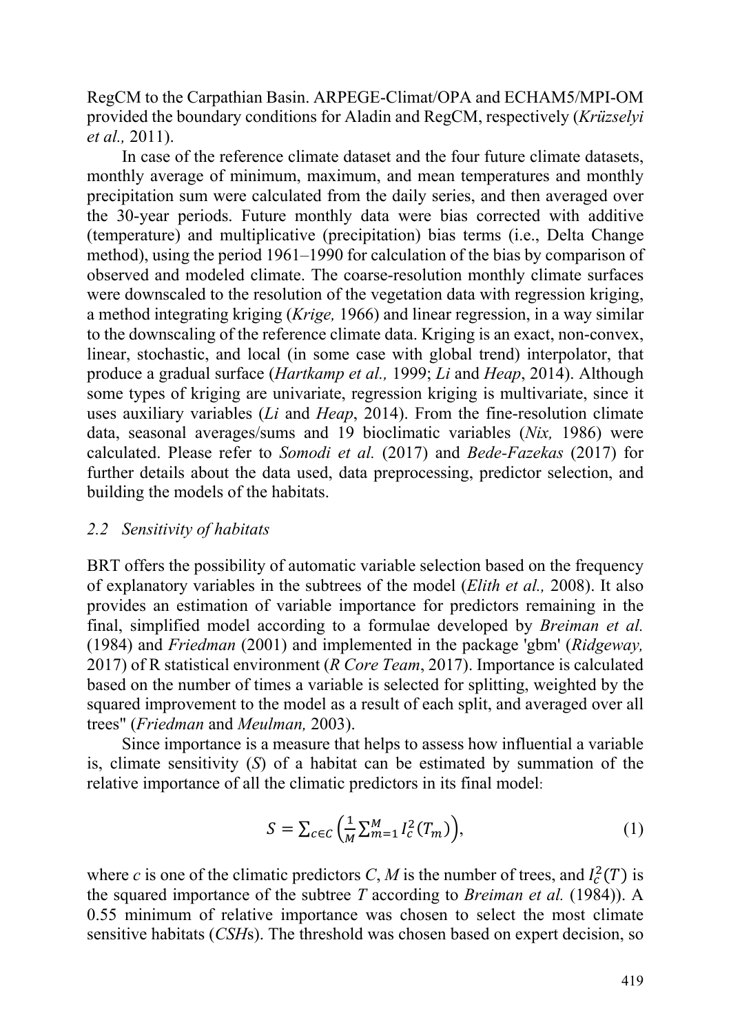RegCM to the Carpathian Basin. ARPEGE-Climat/OPA and ECHAM5/MPI-OM provided the boundary conditions for Aladin and RegCM, respectively (*Krüzselyi et al.,* 2011).

In case of the reference climate dataset and the four future climate datasets, monthly average of minimum, maximum, and mean temperatures and monthly precipitation sum were calculated from the daily series, and then averaged over the 30-year periods. Future monthly data were bias corrected with additive (temperature) and multiplicative (precipitation) bias terms (i.e., Delta Change method), using the period 1961–1990 for calculation of the bias by comparison of observed and modeled climate. The coarse-resolution monthly climate surfaces were downscaled to the resolution of the vegetation data with regression kriging, a method integrating kriging (*Krige,* 1966) and linear regression, in a way similar to the downscaling of the reference climate data. Kriging is an exact, non-convex, linear, stochastic, and local (in some case with global trend) interpolator, that produce a gradual surface (*Hartkamp et al.,* 1999; *Li* and *Heap*, 2014). Although some types of kriging are univariate, regression kriging is multivariate, since it uses auxiliary variables (*Li* and *Heap*, 2014). From the fine-resolution climate data, seasonal averages/sums and 19 bioclimatic variables (*Nix,* 1986) were calculated. Please refer to *Somodi et al.* (2017) and *Bede-Fazekas* (2017) for further details about the data used, data preprocessing, predictor selection, and building the models of the habitats.

### *2.2 Sensitivity of habitats*

BRT offers the possibility of automatic variable selection based on the frequency of explanatory variables in the subtrees of the model (*Elith et al.,* 2008). It also provides an estimation of variable importance for predictors remaining in the final, simplified model according to a formulae developed by *Breiman et al.* (1984) and *Friedman* (2001) and implemented in the package 'gbm' (*Ridgeway,* 2017) of R statistical environment (*R Core Team*, 2017). Importance is calculated based on the number of times a variable is selected for splitting, weighted by the squared improvement to the model as a result of each split, and averaged over all trees" (*Friedman* and *Meulman,* 2003).

Since importance is a measure that helps to assess how influential a variable is, climate sensitivity ($S$) of a habitat can be estimated by summation of the relative importance of all the climatic predictors in its final model:

$$S = \sum_{c \in C} \left( \frac{1}{M} \sum_{m=1}^{M} I_c^2(T_m) \right), \tag{1}$$

where $c$ is one of the climatic predictors $C$, $M$ is the number of trees, and $I_c^2(T)$ is the squared importance of the subtree $T$ according to *Breiman et al.* (1984)). A 0.55 minimum of relative importance was chosen to select the most climate sensitive habitats (*CSH*s). The threshold was chosen based on expert decision, so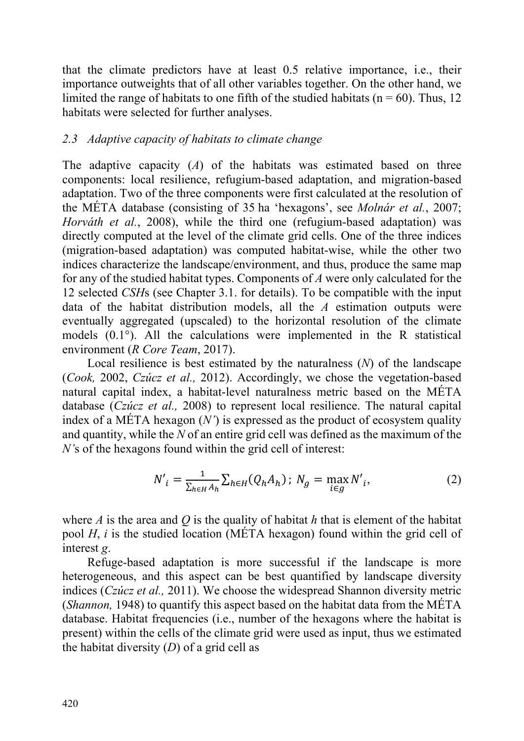that the climate predictors have at least 0.5 relative importance, i.e., their importance outweights that of all other variables together. On the other hand, we limited the range of habitats to one fifth of the studied habitats (n = 60). Thus, 12 habitats were selected for further analyses.

### *2.3 Adaptive capacity of habitats to climate change*

The adaptive capacity ($A$) of the habitats was estimated based on three components: local resilience, refugium-based adaptation, and migration-based adaptation. Two of the three components were first calculated at the resolution of the MÉTA database (consisting of 35 ha 'hexagons', see *Molnár et al.*, 2007; *Horváth et al.*, 2008), while the third one (refugium-based adaptation) was directly computed at the level of the climate grid cells. One of the three indices (migration-based adaptation) was computed habitat-wise, while the other two indices characterize the landscape/environment, and thus, produce the same map for any of the studied habitat types. Components of $A$ were only calculated for the 12 selected *CSH*s (see Chapter 3.1. for details). To be compatible with the input data of the habitat distribution models, all the $A$ estimation outputs were eventually aggregated (upscaled) to the horizontal resolution of the climate models (0.1°). All the calculations were implemented in the R statistical environment (*R Core Team*, 2017).

Local resilience is best estimated by the naturalness ($N$) of the landscape (*Cook,* 2002, *Czúcz et al.,* 2012). Accordingly, we chose the vegetation-based natural capital index, a habitat-level naturalness metric based on the MÉTA database (*Czúcz et al.,* 2008) to represent local resilience. The natural capital index of a MÉTA hexagon ($N'$) is expressed as the product of ecosystem quality and quantity, while the $N$ of an entire grid cell was defined as the maximum of the $N'$s of the hexagons found within the grid cell of interest:

$$N'_i = \frac{1}{\sum_{h \in H} A_h} \sum_{h \in H} (Q_h A_h) \, ; \; N_g = \max_{i \in g} N'_i, \tag{2}$$

where $A$ is the area and $Q$ is the quality of habitat $h$ that is element of the habitat pool $H$, $i$ is the studied location (MÉTA hexagon) found within the grid cell of interest $g$.

Refuge-based adaptation is more successful if the landscape is more heterogeneous, and this aspect can be best quantified by landscape diversity indices (*Czúcz et al.,* 2011). We choose the widespread Shannon diversity metric (*Shannon,* 1948) to quantify this aspect based on the habitat data from the MÉTA database. Habitat frequencies (i.e., number of the hexagons where the habitat is present) within the cells of the climate grid were used as input, thus we estimated the habitat diversity ($D$) of a grid cell as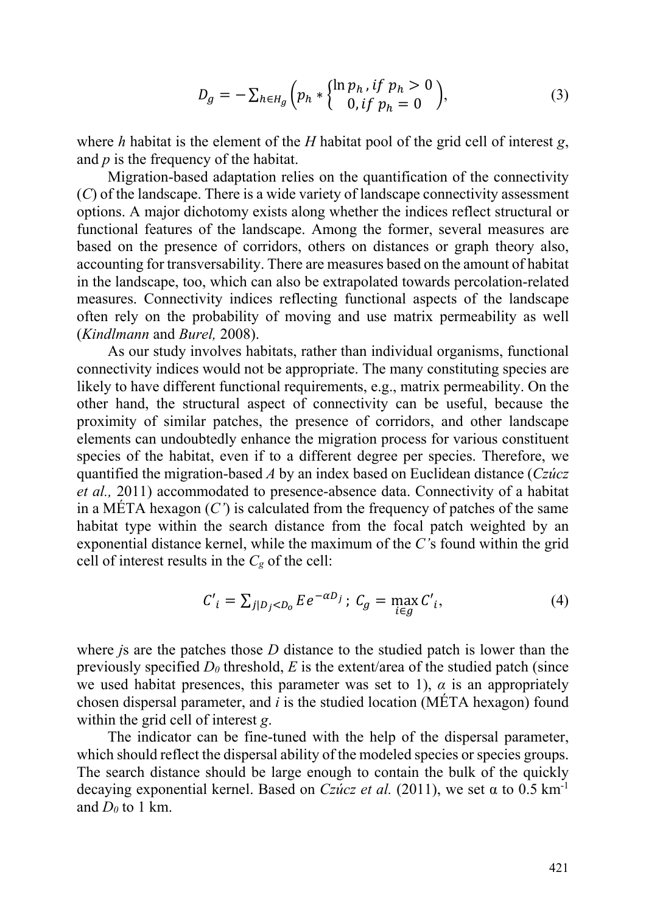$$D_g = -\sum_{h \in H_g} \left( p_h * \begin{cases} \ln p_h, & if\ p_h > 0 \\ 0, & if\ p_h = 0 \end{cases} \right), \tag{3}$$

where *h* habitat is the element of the *H* habitat pool of the grid cell of interest *g*, and *p* is the frequency of the habitat.

Migration-based adaptation relies on the quantification of the connectivity (*C*) of the landscape. There is a wide variety of landscape connectivity assessment options. A major dichotomy exists along whether the indices reflect structural or functional features of the landscape. Among the former, several measures are based on the presence of corridors, others on distances or graph theory also, accounting for transversability. There are measures based on the amount of habitat in the landscape, too, which can also be extrapolated towards percolation-related measures. Connectivity indices reflecting functional aspects of the landscape often rely on the probability of moving and use matrix permeability as well (*Kindlmann* and *Burel,* 2008).

As our study involves habitats, rather than individual organisms, functional connectivity indices would not be appropriate. The many constituting species are likely to have different functional requirements, e.g., matrix permeability. On the other hand, the structural aspect of connectivity can be useful, because the proximity of similar patches, the presence of corridors, and other landscape elements can undoubtedly enhance the migration process for various constituent species of the habitat, even if to a different degree per species. Therefore, we quantified the migration-based *A* by an index based on Euclidean distance (*Czúcz et al.,* 2011) accommodated to presence-absence data. Connectivity of a habitat in a MÉTA hexagon ($C'$) is calculated from the frequency of patches of the same habitat type within the search distance from the focal patch weighted by an exponential distance kernel, while the maximum of the $C'$s found within the grid cell of interest results in the $C_g$ of the cell:

$$C'_i = \sum_{j|D_j<D_0} Ee^{-\alpha D_j}\,;\; C_g = \max_{i \in g} C'_i, \tag{4}$$

where *j*s are the patches those *D* distance to the studied patch is lower than the previously specified $D_0$ threshold, *E* is the extent/area of the studied patch (since we used habitat presences, this parameter was set to 1), $\alpha$ is an appropriately chosen dispersal parameter, and *i* is the studied location (MÉTA hexagon) found within the grid cell of interest *g*.

The indicator can be fine-tuned with the help of the dispersal parameter, which should reflect the dispersal ability of the modeled species or species groups. The search distance should be large enough to contain the bulk of the quickly decaying exponential kernel. Based on *Czúcz et al.* (2011), we set $\alpha$ to 0.5 $km^{-1}$ and $D_0$ to 1 km.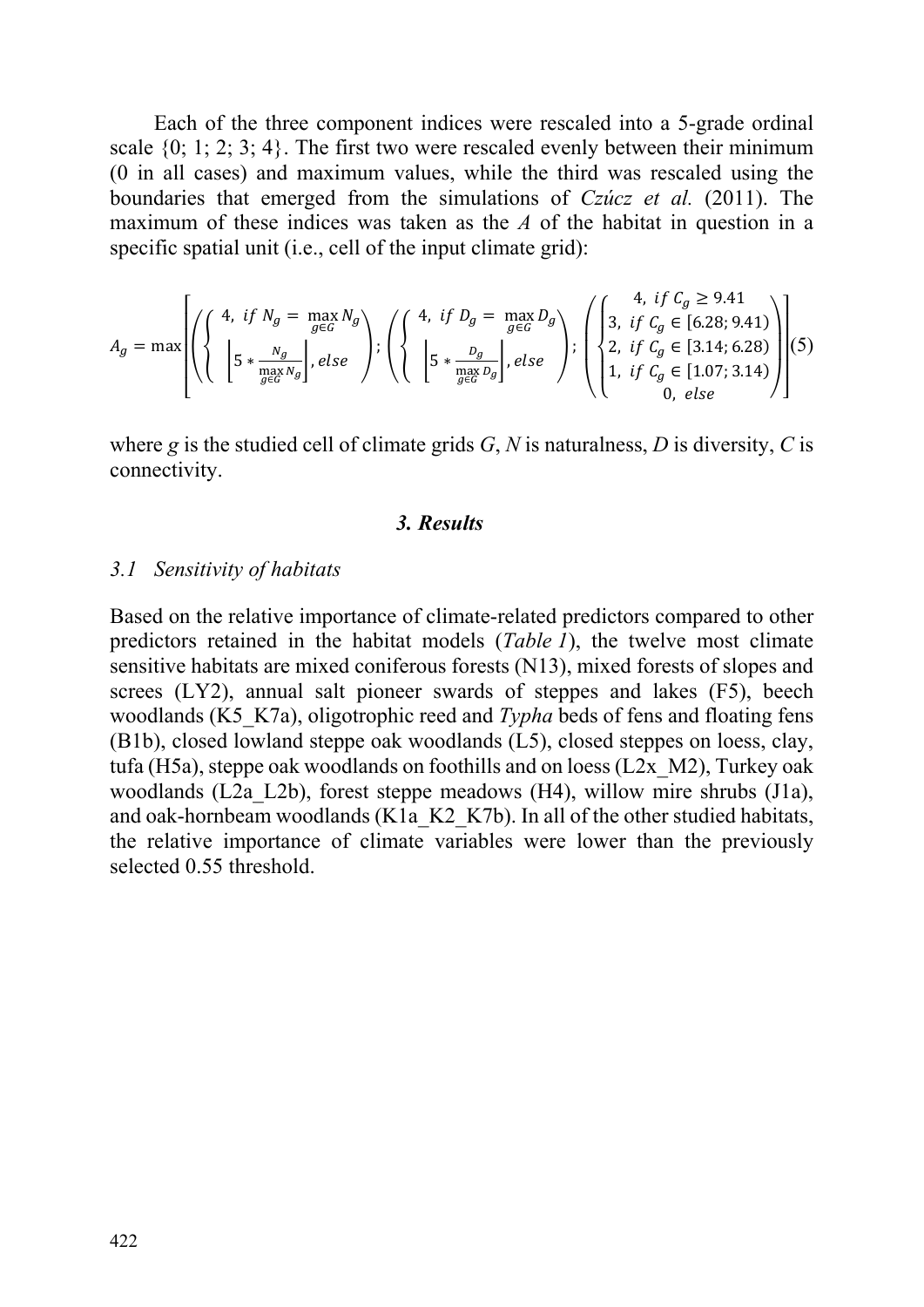Each of the three component indices were rescaled into a 5-grade ordinal scale {0; 1; 2; 3; 4}. The first two were rescaled evenly between their minimum (0 in all cases) and maximum values, while the third was rescaled using the boundaries that emerged from the simulations of *Czúcz et al.* (2011). The maximum of these indices was taken as the *A* of the habitat in question in a specific spatial unit (i.e., cell of the input climate grid):

$$A_g = \max\left[\left(\begin{cases} 4, & if\ N_g = \max\limits_{g \in G} N_g \\ \left\lfloor 5 * \dfrac{N_g}{\max\limits_{g \in G} N_g} \right\rfloor, & else \end{cases}\right); \left(\begin{cases} 4, & if\ D_g = \max\limits_{g \in G} D_g \\ \left\lfloor 5 * \dfrac{D_g}{\max\limits_{g \in G} D_g} \right\rfloor, & else \end{cases}\right); \left(\begin{cases} 4, & if\ C_g \geq 9.41 \\ 3, & if\ C_g \in [6.28; 9.41) \\ 2, & if\ C_g \in [3.14; 6.28) \\ 1, & if\ C_g \in [1.07; 3.14) \\ 0, & else \end{cases}\right)\right] \quad (5)$$

where *g* is the studied cell of climate grids *G*, *N* is naturalness, *D* is diversity, *C* is connectivity.

## *3. Results*

### *3.1 Sensitivity of habitats*

Based on the relative importance of climate-related predictors compared to other predictors retained in the habitat models (*Table 1*), the twelve most climate sensitive habitats are mixed coniferous forests (N13), mixed forests of slopes and screes (LY2), annual salt pioneer swards of steppes and lakes (F5), beech woodlands (K5_K7a), oligotrophic reed and *Typha* beds of fens and floating fens (B1b), closed lowland steppe oak woodlands (L5), closed steppes on loess, clay, tufa (H5a), steppe oak woodlands on foothills and on loess (L2x_M2), Turkey oak woodlands (L2a_L2b), forest steppe meadows (H4), willow mire shrubs (J1a), and oak-hornbeam woodlands (K1a_K2_K7b). In all of the other studied habitats, the relative importance of climate variables were lower than the previously selected 0.55 threshold.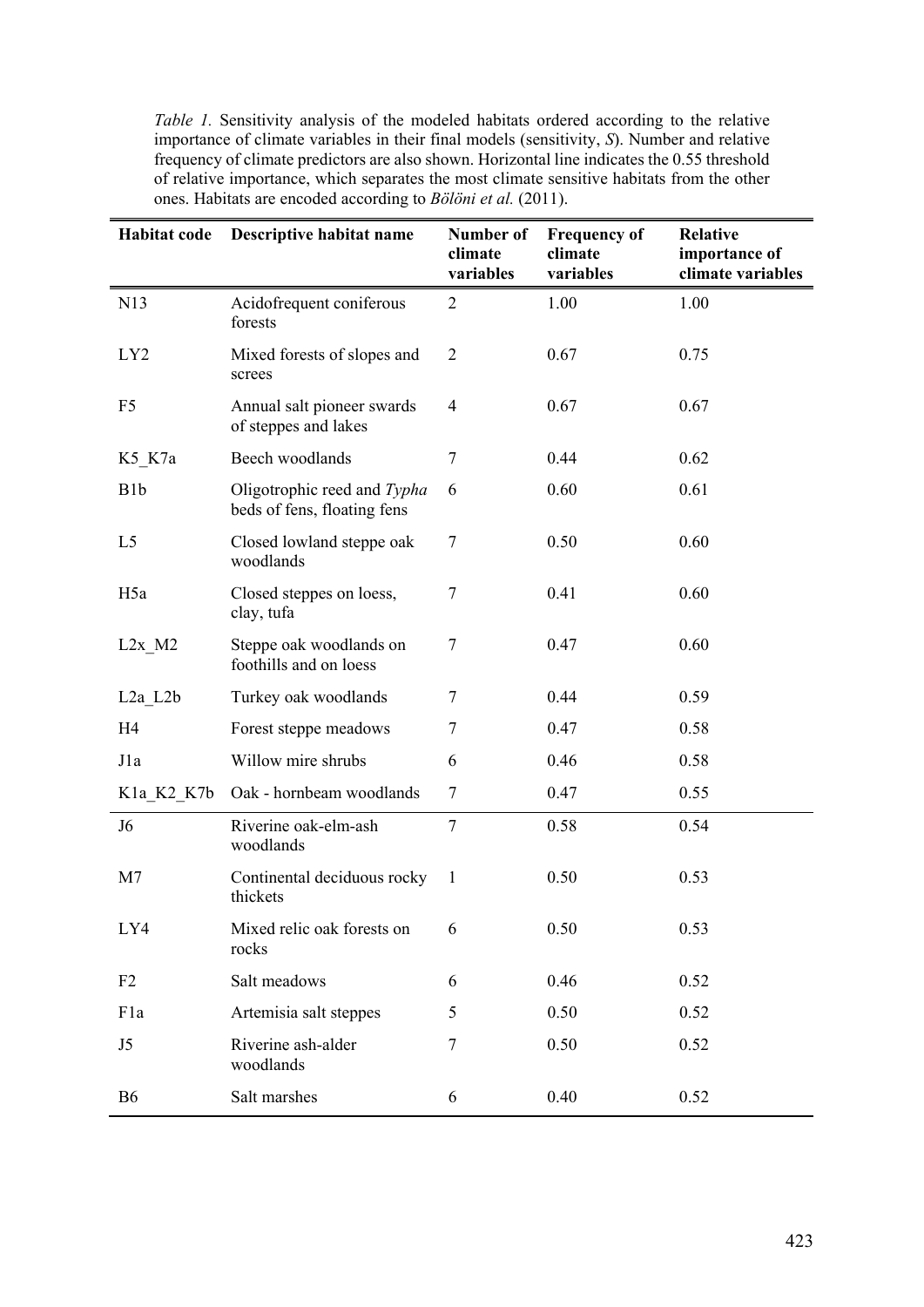*Table 1.* Sensitivity analysis of the modeled habitats ordered according to the relative importance of climate variables in their final models (sensitivity, *S*). Number and relative frequency of climate predictors are also shown. Horizontal line indicates the 0.55 threshold of relative importance, which separates the most climate sensitive habitats from the other ones. Habitats are encoded according to *Bölöni et al.* (2011).

| Habitat code | Descriptive habitat name | Number of climate variables | Frequency of climate variables | Relative importance of climate variables |
|---|---|---|---|---|
| N13 | Acidofrequent coniferous forests | 2 | 1.00 | 1.00 |
| LY2 | Mixed forests of slopes and screes | 2 | 0.67 | 0.75 |
| F5 | Annual salt pioneer swards of steppes and lakes | 4 | 0.67 | 0.67 |
| K5_K7a | Beech woodlands | 7 | 0.44 | 0.62 |
| B1b | Oligotrophic reed and *Typha* beds of fens, floating fens | 6 | 0.60 | 0.61 |
| L5 | Closed lowland steppe oak woodlands | 7 | 0.50 | 0.60 |
| H5a | Closed steppes on loess, clay, tufa | 7 | 0.41 | 0.60 |
| L2x_M2 | Steppe oak woodlands on foothills and on loess | 7 | 0.47 | 0.60 |
| L2a_L2b | Turkey oak woodlands | 7 | 0.44 | 0.59 |
| H4 | Forest steppe meadows | 7 | 0.47 | 0.58 |
| J1a | Willow mire shrubs | 6 | 0.46 | 0.58 |
| K1a_K2_K7b | Oak - hornbeam woodlands | 7 | 0.47 | 0.55 |
| J6 | Riverine oak-elm-ash woodlands | 7 | 0.58 | 0.54 |
| M7 | Continental deciduous rocky thickets | 1 | 0.50 | 0.53 |
| LY4 | Mixed relic oak forests on rocks | 6 | 0.50 | 0.53 |
| F2 | Salt meadows | 6 | 0.46 | 0.52 |
| F1a | Artemisia salt steppes | 5 | 0.50 | 0.52 |
| J5 | Riverine ash-alder woodlands | 7 | 0.50 | 0.52 |
| B6 | Salt marshes | 6 | 0.40 | 0.52 |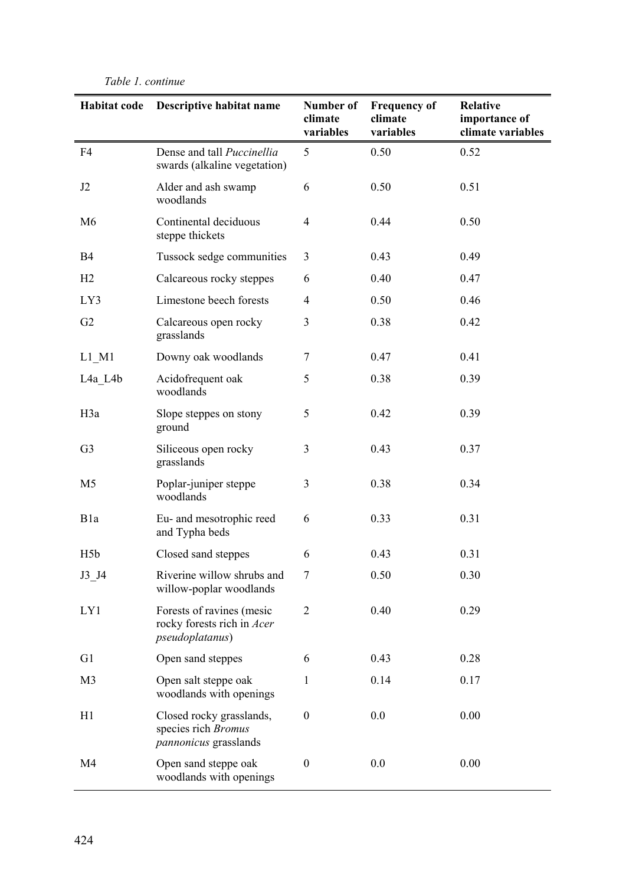*Table 1. continue*

| Habitat code | Descriptive habitat name | Number of climate variables | Frequency of climate variables | Relative importance of climate variables |
|---|---|---|---|---|
| F4 | Dense and tall *Puccinellia* swards (alkaline vegetation) | 5 | 0.50 | 0.52 |
| J2 | Alder and ash swamp woodlands | 6 | 0.50 | 0.51 |
| M6 | Continental deciduous steppe thickets | 4 | 0.44 | 0.50 |
| B4 | Tussock sedge communities | 3 | 0.43 | 0.49 |
| H2 | Calcareous rocky steppes | 6 | 0.40 | 0.47 |
| LY3 | Limestone beech forests | 4 | 0.50 | 0.46 |
| G2 | Calcareous open rocky grasslands | 3 | 0.38 | 0.42 |
| L1_M1 | Downy oak woodlands | 7 | 0.47 | 0.41 |
| L4a_L4b | Acidofrequent oak woodlands | 5 | 0.38 | 0.39 |
| H3a | Slope steppes on stony ground | 5 | 0.42 | 0.39 |
| G3 | Siliceous open rocky grasslands | 3 | 0.43 | 0.37 |
| M5 | Poplar-juniper steppe woodlands | 3 | 0.38 | 0.34 |
| B1a | Eu- and mesotrophic reed and Typha beds | 6 | 0.33 | 0.31 |
| H5b | Closed sand steppes | 6 | 0.43 | 0.31 |
| J3_J4 | Riverine willow shrubs and willow-poplar woodlands | 7 | 0.50 | 0.30 |
| LY1 | Forests of ravines (mesic rocky forests rich in *Acer pseudoplatanus*) | 2 | 0.40 | 0.29 |
| G1 | Open sand steppes | 6 | 0.43 | 0.28 |
| M3 | Open salt steppe oak woodlands with openings | 1 | 0.14 | 0.17 |
| H1 | Closed rocky grasslands, species rich *Bromus pannonicus* grasslands | 0 | 0.0 | 0.00 |
| M4 | Open sand steppe oak woodlands with openings | 0 | 0.0 | 0.00 |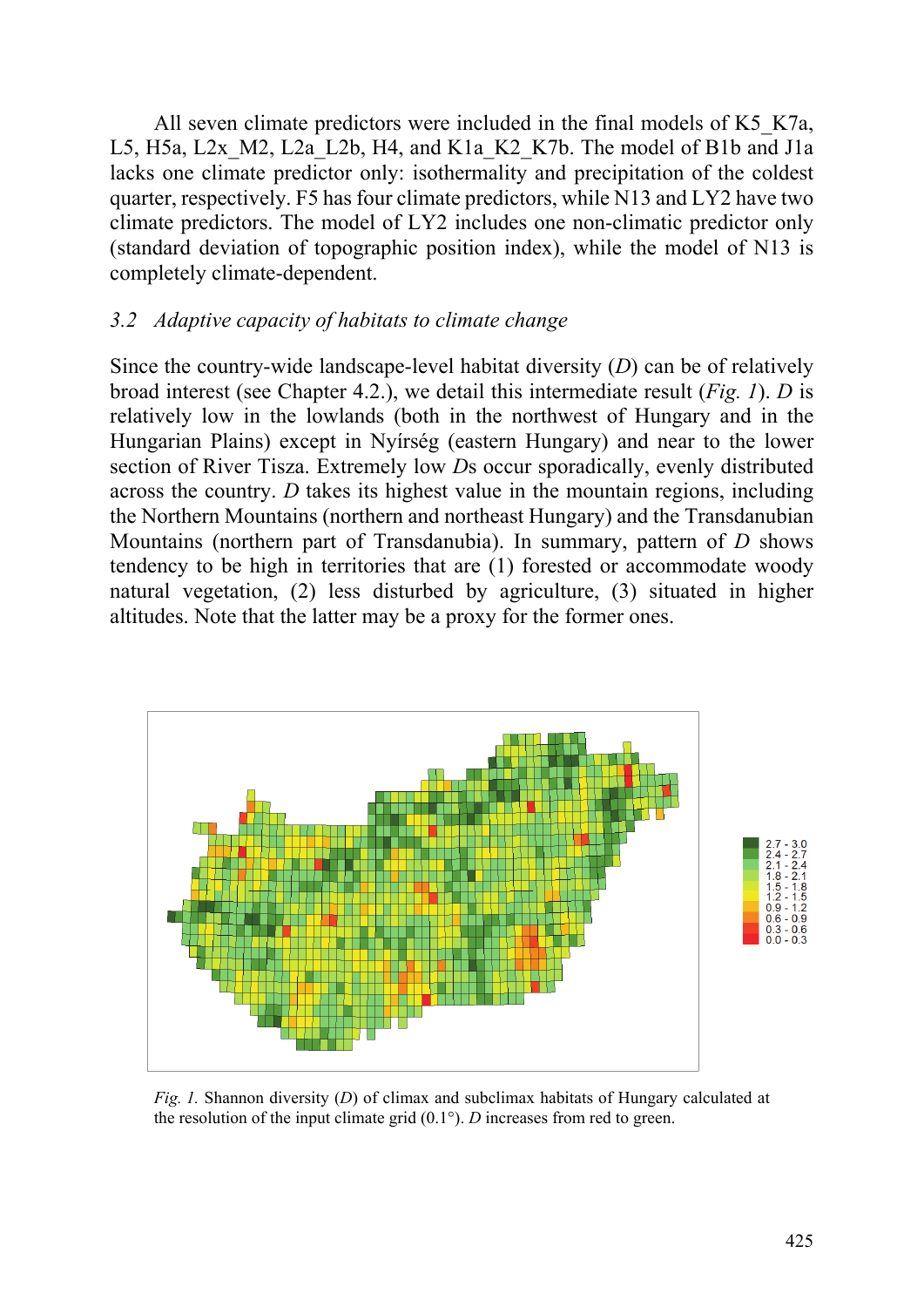All seven climate predictors were included in the final models of K5_K7a, L5, H5a, L2x_M2, L2a_L2b, H4, and K1a_K2_K7b. The model of B1b and J1a lacks one climate predictor only: isothermality and precipitation of the coldest quarter, respectively. F5 has four climate predictors, while N13 and LY2 have two climate predictors. The model of LY2 includes one non-climatic predictor only (standard deviation of topographic position index), while the model of N13 is completely climate-dependent.

### 3.2 Adaptive capacity of habitats to climate change

Since the country-wide landscape-level habitat diversity (*D*) can be of relatively broad interest (see Chapter 4.2.), we detail this intermediate result (*Fig. 1*). *D* is relatively low in the lowlands (both in the northwest of Hungary and in the Hungarian Plains) except in Nyírség (eastern Hungary) and near to the lower section of River Tisza. Extremely low *D*s occur sporadically, evenly distributed across the country. *D* takes its highest value in the mountain regions, including the Northern Mountains (northern and northeast Hungary) and the Transdanubian Mountains (northern part of Transdanubia). In summary, pattern of *D* shows tendency to be high in territories that are (1) forested or accommodate woody natural vegetation, (2) less disturbed by agriculture, (3) situated in higher altitudes. Note that the latter may be a proxy for the former ones.

*Fig. 1.* Shannon diversity (*D*) of climax and subclimax habitats of Hungary calculated at the resolution of the input climate grid (0.1°). *D* increases from red to green.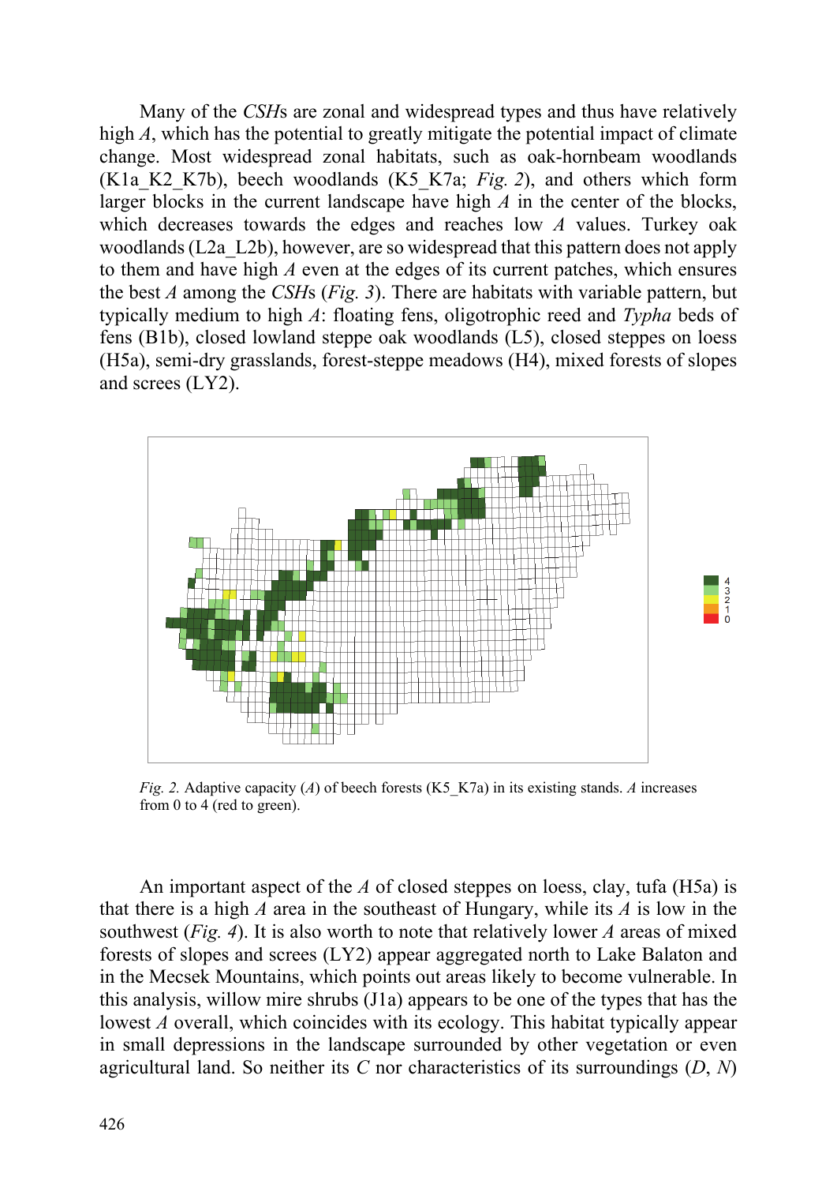Many of the *CSH*s are zonal and widespread types and thus have relatively high *A*, which has the potential to greatly mitigate the potential impact of climate change. Most widespread zonal habitats, such as oak-hornbeam woodlands (K1a_K2_K7b), beech woodlands (K5_K7a; *Fig. 2*), and others which form larger blocks in the current landscape have high *A* in the center of the blocks, which decreases towards the edges and reaches low *A* values. Turkey oak woodlands (L2a_L2b), however, are so widespread that this pattern does not apply to them and have high *A* even at the edges of its current patches, which ensures the best *A* among the *CSH*s (*Fig. 3*). There are habitats with variable pattern, but typically medium to high *A*: floating fens, oligotrophic reed and *Typha* beds of fens (B1b), closed lowland steppe oak woodlands (L5), closed steppes on loess (H5a), semi-dry grasslands, forest-steppe meadows (H4), mixed forests of slopes and screes (LY2).

*Fig. 2.* Adaptive capacity (*A*) of beech forests (K5_K7a) in its existing stands. *A* increases from 0 to 4 (red to green).

An important aspect of the *A* of closed steppes on loess, clay, tufa (H5a) is that there is a high *A* area in the southeast of Hungary, while its *A* is low in the southwest (*Fig. 4*). It is also worth to note that relatively lower *A* areas of mixed forests of slopes and screes (LY2) appear aggregated north to Lake Balaton and in the Mecsek Mountains, which points out areas likely to become vulnerable. In this analysis, willow mire shrubs (J1a) appears to be one of the types that has the lowest *A* overall, which coincides with its ecology. This habitat typically appear in small depressions in the landscape surrounded by other vegetation or even agricultural land. So neither its *C* nor characteristics of its surroundings (*D*, *N*)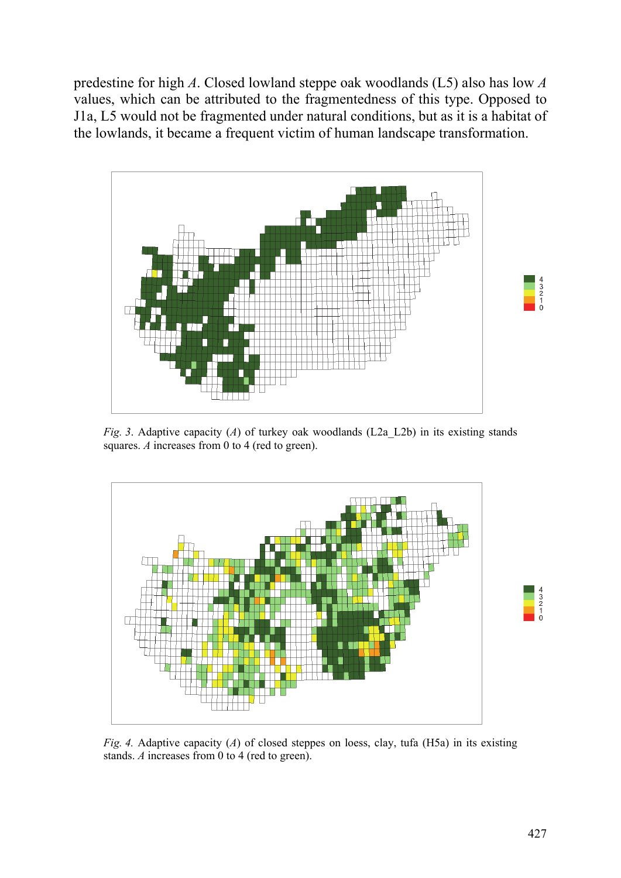predestine for high *A*. Closed lowland steppe oak woodlands (L5) also has low *A* values, which can be attributed to the fragmentedness of this type. Opposed to J1a, L5 would not be fragmented under natural conditions, but as it is a habitat of the lowlands, it became a frequent victim of human landscape transformation.

*Fig. 3*. Adaptive capacity (*A*) of turkey oak woodlands (L2a_L2b) in its existing stands squares. *A* increases from 0 to 4 (red to green).

*Fig. 4.* Adaptive capacity (*A*) of closed steppes on loess, clay, tufa (H5a) in its existing stands. *A* increases from 0 to 4 (red to green).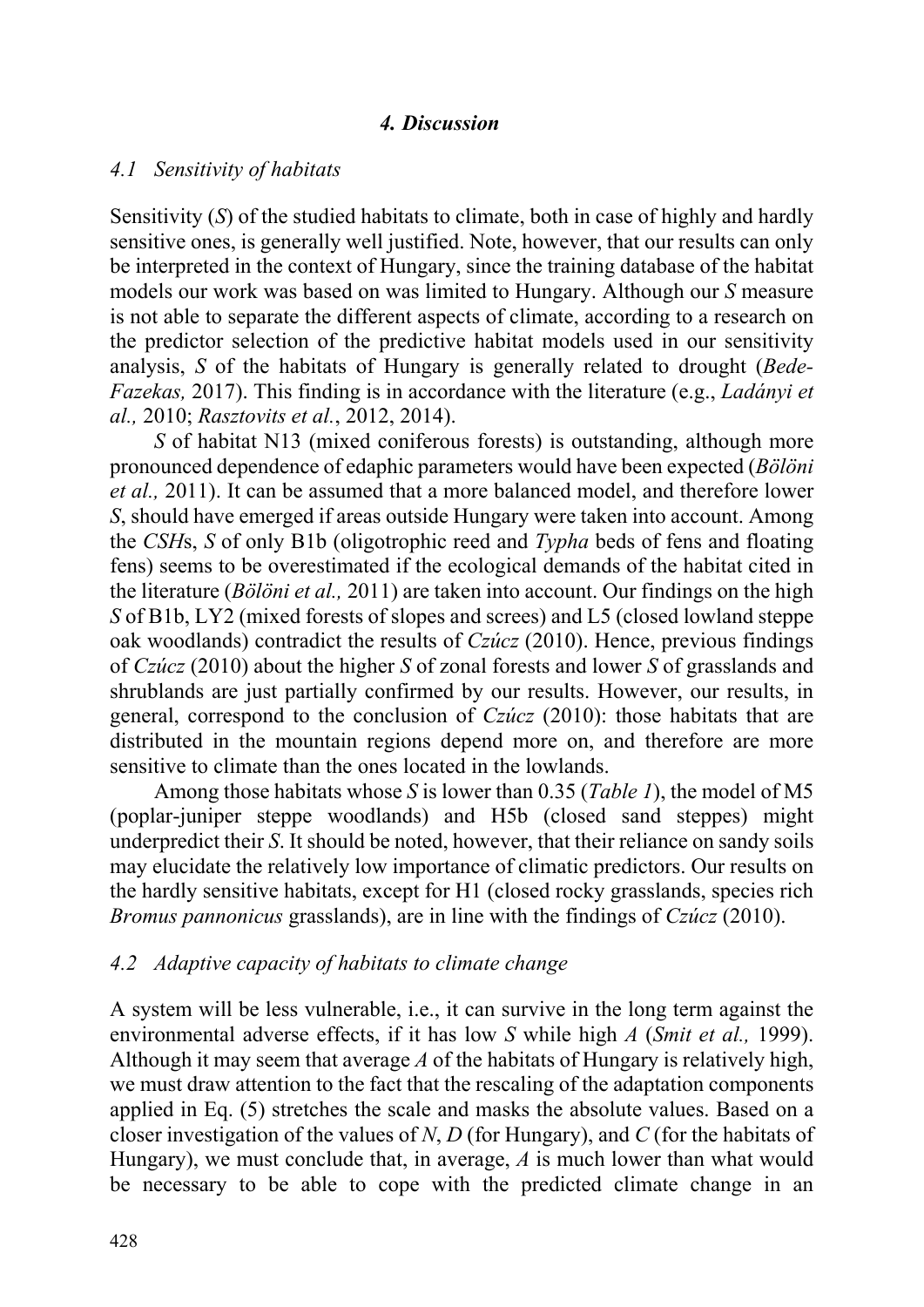## *4. Discussion*

### *4.1 Sensitivity of habitats*

Sensitivity (*S*) of the studied habitats to climate, both in case of highly and hardly sensitive ones, is generally well justified. Note, however, that our results can only be interpreted in the context of Hungary, since the training database of the habitat models our work was based on was limited to Hungary. Although our *S* measure is not able to separate the different aspects of climate, according to a research on the predictor selection of the predictive habitat models used in our sensitivity analysis, *S* of the habitats of Hungary is generally related to drought (*Bede-Fazekas,* 2017). This finding is in accordance with the literature (e.g., *Ladányi et al.,* 2010; *Rasztovits et al.*, 2012, 2014).

*S* of habitat N13 (mixed coniferous forests) is outstanding, although more pronounced dependence of edaphic parameters would have been expected (*Bölöni et al.,* 2011). It can be assumed that a more balanced model, and therefore lower *S*, should have emerged if areas outside Hungary were taken into account. Among the *CSH*s, *S* of only B1b (oligotrophic reed and *Typha* beds of fens and floating fens) seems to be overestimated if the ecological demands of the habitat cited in the literature (*Bölöni et al.,* 2011) are taken into account. Our findings on the high *S* of B1b, LY2 (mixed forests of slopes and screes) and L5 (closed lowland steppe oak woodlands) contradict the results of *Czúcz* (2010). Hence, previous findings of *Czúcz* (2010) about the higher *S* of zonal forests and lower *S* of grasslands and shrublands are just partially confirmed by our results. However, our results, in general, correspond to the conclusion of *Czúcz* (2010): those habitats that are distributed in the mountain regions depend more on, and therefore are more sensitive to climate than the ones located in the lowlands.

Among those habitats whose *S* is lower than 0.35 (*Table 1*), the model of M5 (poplar-juniper steppe woodlands) and H5b (closed sand steppes) might underpredict their *S*. It should be noted, however, that their reliance on sandy soils may elucidate the relatively low importance of climatic predictors. Our results on the hardly sensitive habitats, except for H1 (closed rocky grasslands, species rich *Bromus pannonicus* grasslands), are in line with the findings of *Czúcz* (2010).

### *4.2 Adaptive capacity of habitats to climate change*

A system will be less vulnerable, i.e., it can survive in the long term against the environmental adverse effects, if it has low *S* while high *A* (*Smit et al.,* 1999). Although it may seem that average *A* of the habitats of Hungary is relatively high, we must draw attention to the fact that the rescaling of the adaptation components applied in Eq. (5) stretches the scale and masks the absolute values. Based on a closer investigation of the values of *N*, *D* (for Hungary), and *C* (for the habitats of Hungary), we must conclude that, in average, *A* is much lower than what would be necessary to be able to cope with the predicted climate change in an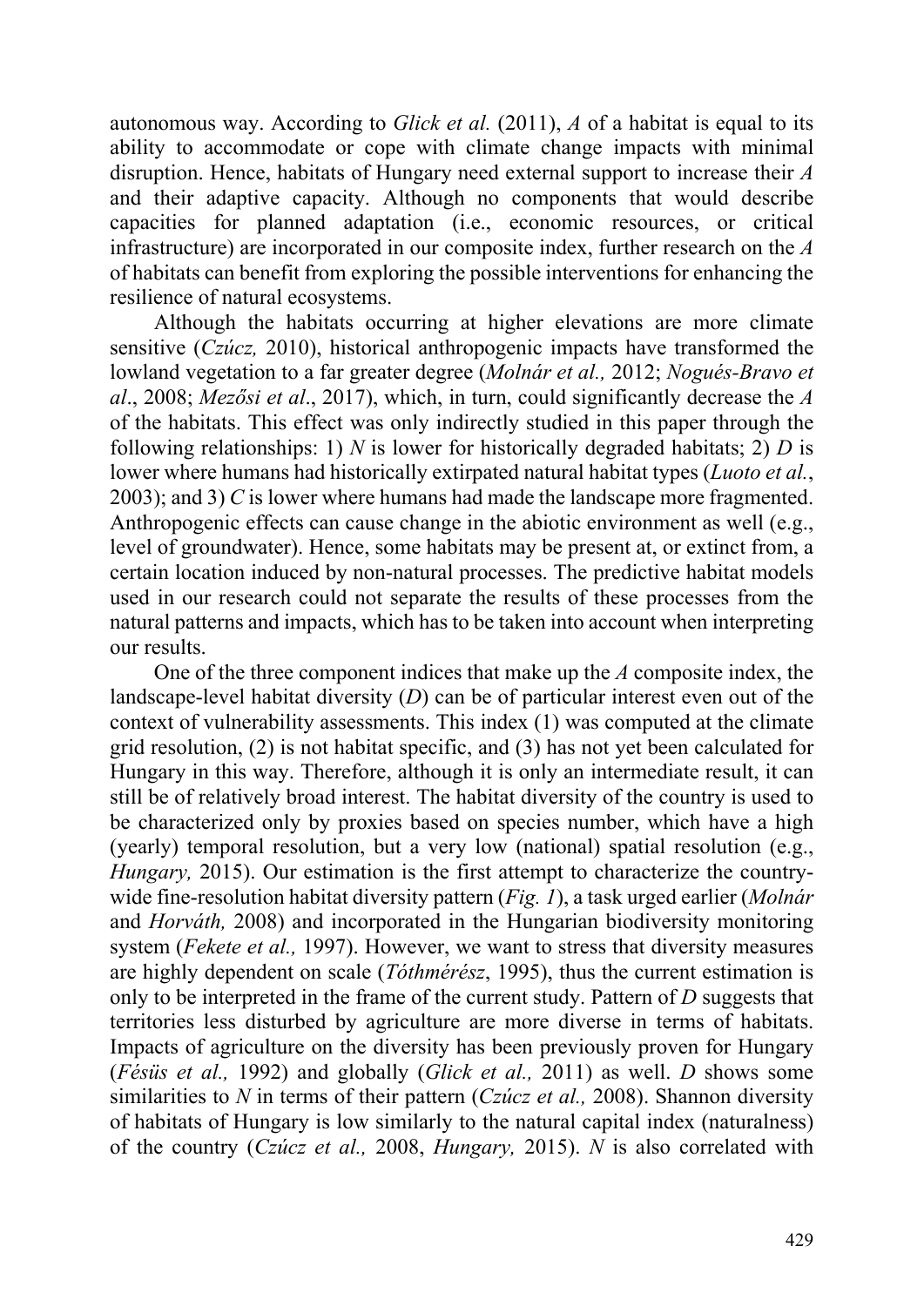autonomous way. According to *Glick et al.* (2011), *A* of a habitat is equal to its ability to accommodate or cope with climate change impacts with minimal disruption. Hence, habitats of Hungary need external support to increase their *A* and their adaptive capacity. Although no components that would describe capacities for planned adaptation (i.e., economic resources, or critical infrastructure) are incorporated in our composite index, further research on the *A* of habitats can benefit from exploring the possible interventions for enhancing the resilience of natural ecosystems.

Although the habitats occurring at higher elevations are more climate sensitive (*Czúcz,* 2010), historical anthropogenic impacts have transformed the lowland vegetation to a far greater degree (*Molnár et al.,* 2012; *Nogués-Bravo et al*., 2008; *Mezősi et al*., 2017), which, in turn, could significantly decrease the *A* of the habitats. This effect was only indirectly studied in this paper through the following relationships: 1) *N* is lower for historically degraded habitats; 2) *D* is lower where humans had historically extirpated natural habitat types (*Luoto et al.*, 2003); and 3) *C* is lower where humans had made the landscape more fragmented. Anthropogenic effects can cause change in the abiotic environment as well (e.g., level of groundwater). Hence, some habitats may be present at, or extinct from, a certain location induced by non-natural processes. The predictive habitat models used in our research could not separate the results of these processes from the natural patterns and impacts, which has to be taken into account when interpreting our results.

One of the three component indices that make up the *A* composite index, the landscape-level habitat diversity (*D*) can be of particular interest even out of the context of vulnerability assessments. This index (1) was computed at the climate grid resolution, (2) is not habitat specific, and (3) has not yet been calculated for Hungary in this way. Therefore, although it is only an intermediate result, it can still be of relatively broad interest. The habitat diversity of the country is used to be characterized only by proxies based on species number, which have a high (yearly) temporal resolution, but a very low (national) spatial resolution (e.g., *Hungary,* 2015). Our estimation is the first attempt to characterize the country-wide fine-resolution habitat diversity pattern (*Fig. 1*), a task urged earlier (*Molnár* and *Horváth,* 2008) and incorporated in the Hungarian biodiversity monitoring system (*Fekete et al.,* 1997). However, we want to stress that diversity measures are highly dependent on scale (*Tóthmérész*, 1995), thus the current estimation is only to be interpreted in the frame of the current study. Pattern of *D* suggests that territories less disturbed by agriculture are more diverse in terms of habitats. Impacts of agriculture on the diversity has been previously proven for Hungary (*Fésüs et al.,* 1992) and globally (*Glick et al.,* 2011) as well. *D* shows some similarities to *N* in terms of their pattern (*Czúcz et al.,* 2008). Shannon diversity of habitats of Hungary is low similarly to the natural capital index (naturalness) of the country (*Czúcz et al.,* 2008, *Hungary,* 2015). *N* is also correlated with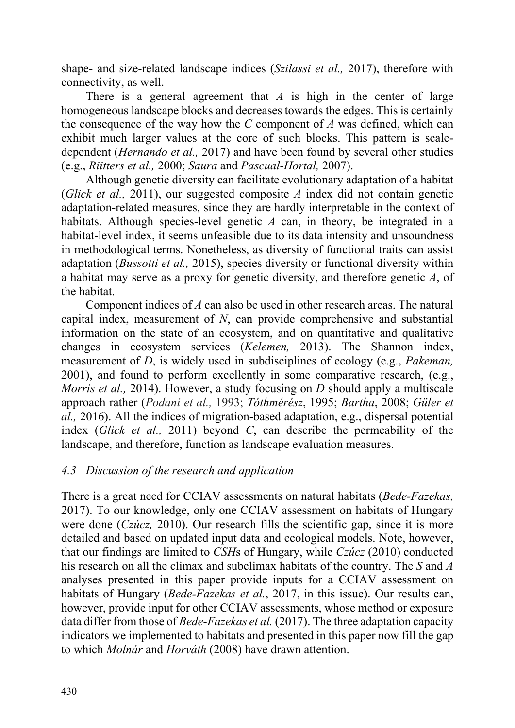shape- and size-related landscape indices (*Szilassi et al.,* 2017), therefore with connectivity, as well.

There is a general agreement that *A* is high in the center of large homogeneous landscape blocks and decreases towards the edges. This is certainly the consequence of the way how the *C* component of *A* was defined, which can exhibit much larger values at the core of such blocks. This pattern is scale-dependent (*Hernando et al.,* 2017) and have been found by several other studies (e.g., *Riitters et al.,* 2000; *Saura* and *Pascual-Hortal,* 2007).

Although genetic diversity can facilitate evolutionary adaptation of a habitat (*Glick et al.,* 2011), our suggested composite *A* index did not contain genetic adaptation-related measures, since they are hardly interpretable in the context of habitats. Although species-level genetic *A* can, in theory, be integrated in a habitat-level index, it seems unfeasible due to its data intensity and unsoundness in methodological terms. Nonetheless, as diversity of functional traits can assist adaptation (*Bussotti et al.,* 2015), species diversity or functional diversity within a habitat may serve as a proxy for genetic diversity, and therefore genetic *A*, of the habitat.

Component indices of *A* can also be used in other research areas. The natural capital index, measurement of *N*, can provide comprehensive and substantial information on the state of an ecosystem, and on quantitative and qualitative changes in ecosystem services (*Kelemen,* 2013). The Shannon index, measurement of *D*, is widely used in subdisciplines of ecology (e.g., *Pakeman,* 2001), and found to perform excellently in some comparative research, (e.g., *Morris et al.,* 2014). However, a study focusing on *D* should apply a multiscale approach rather (*Podani et al.,* 1993; *Tóthmérész*, 1995; *Bartha*, 2008; *Güler et al.,* 2016). All the indices of migration-based adaptation, e.g., dispersal potential index (*Glick et al.,* 2011) beyond *C*, can describe the permeability of the landscape, and therefore, function as landscape evaluation measures.

### *4.3 Discussion of the research and application*

There is a great need for CCIAV assessments on natural habitats (*Bede-Fazekas,* 2017). To our knowledge, only one CCIAV assessment on habitats of Hungary were done (*Czúcz,* 2010). Our research fills the scientific gap, since it is more detailed and based on updated input data and ecological models. Note, however, that our findings are limited to *CSH*s of Hungary, while *Czúcz* (2010) conducted his research on all the climax and subclimax habitats of the country. The *S* and *A* analyses presented in this paper provide inputs for a CCIAV assessment on habitats of Hungary (*Bede-Fazekas et al.*, 2017, in this issue). Our results can, however, provide input for other CCIAV assessments, whose method or exposure data differ from those of *Bede-Fazekas et al.* (2017). The three adaptation capacity indicators we implemented to habitats and presented in this paper now fill the gap to which *Molnár* and *Horváth* (2008) have drawn attention.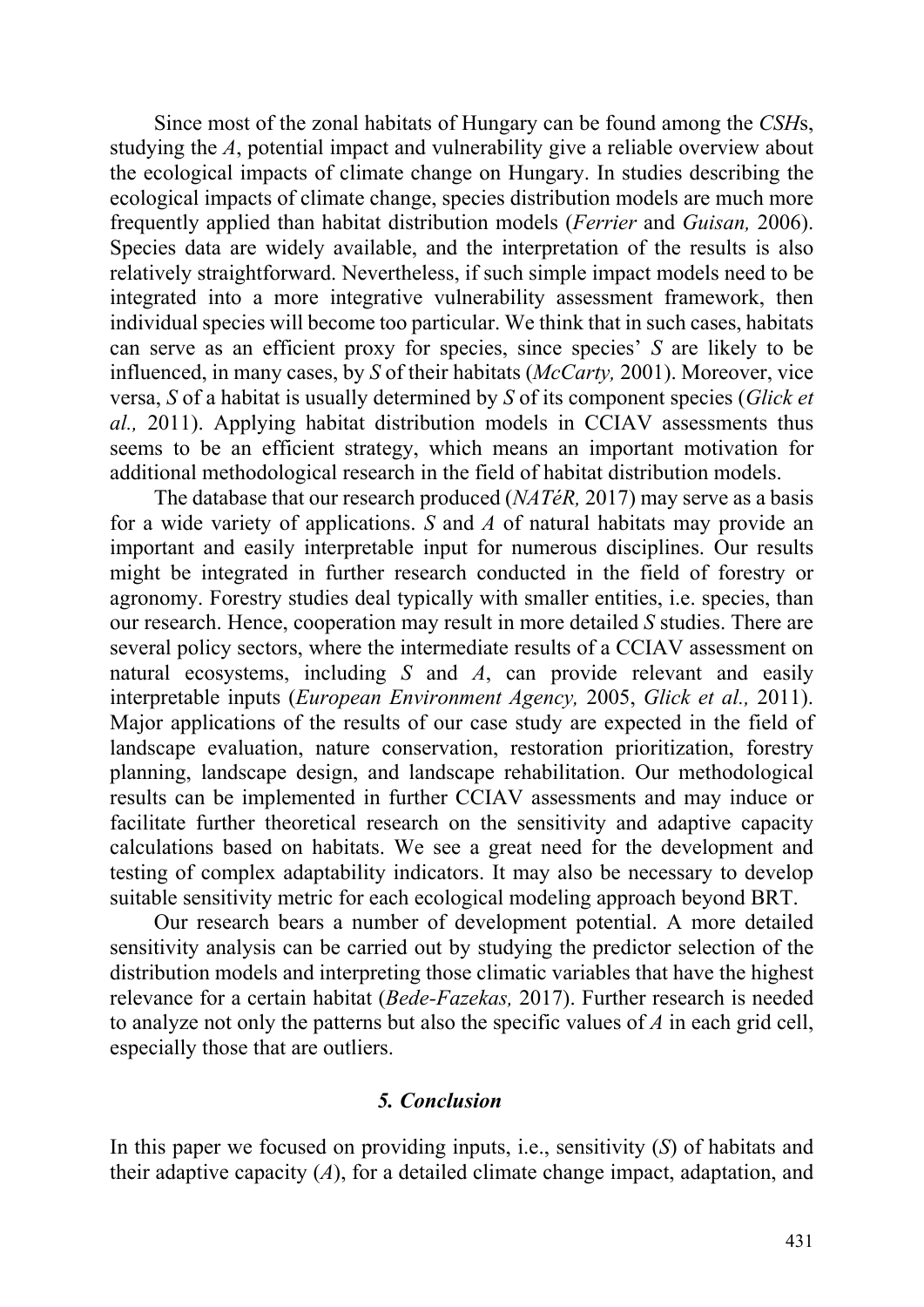Since most of the zonal habitats of Hungary can be found among the *CSH*s, studying the *A*, potential impact and vulnerability give a reliable overview about the ecological impacts of climate change on Hungary. In studies describing the ecological impacts of climate change, species distribution models are much more frequently applied than habitat distribution models (*Ferrier* and *Guisan,* 2006). Species data are widely available, and the interpretation of the results is also relatively straightforward. Nevertheless, if such simple impact models need to be integrated into a more integrative vulnerability assessment framework, then individual species will become too particular. We think that in such cases, habitats can serve as an efficient proxy for species, since species' *S* are likely to be influenced, in many cases, by *S* of their habitats (*McCarty,* 2001). Moreover, vice versa, *S* of a habitat is usually determined by *S* of its component species (*Glick et al.,* 2011). Applying habitat distribution models in CCIAV assessments thus seems to be an efficient strategy, which means an important motivation for additional methodological research in the field of habitat distribution models.

The database that our research produced (*NATéR,* 2017) may serve as a basis for a wide variety of applications. *S* and *A* of natural habitats may provide an important and easily interpretable input for numerous disciplines. Our results might be integrated in further research conducted in the field of forestry or agronomy. Forestry studies deal typically with smaller entities, i.e. species, than our research. Hence, cooperation may result in more detailed *S* studies. There are several policy sectors, where the intermediate results of a CCIAV assessment on natural ecosystems, including *S* and *A*, can provide relevant and easily interpretable inputs (*European Environment Agency,* 2005, *Glick et al.,* 2011). Major applications of the results of our case study are expected in the field of landscape evaluation, nature conservation, restoration prioritization, forestry planning, landscape design, and landscape rehabilitation. Our methodological results can be implemented in further CCIAV assessments and may induce or facilitate further theoretical research on the sensitivity and adaptive capacity calculations based on habitats. We see a great need for the development and testing of complex adaptability indicators. It may also be necessary to develop suitable sensitivity metric for each ecological modeling approach beyond BRT.

Our research bears a number of development potential. A more detailed sensitivity analysis can be carried out by studying the predictor selection of the distribution models and interpreting those climatic variables that have the highest relevance for a certain habitat (*Bede-Fazekas,* 2017). Further research is needed to analyze not only the patterns but also the specific values of *A* in each grid cell, especially those that are outliers.

## *5. Conclusion*

In this paper we focused on providing inputs, i.e., sensitivity (*S*) of habitats and their adaptive capacity (*A*), for a detailed climate change impact, adaptation, and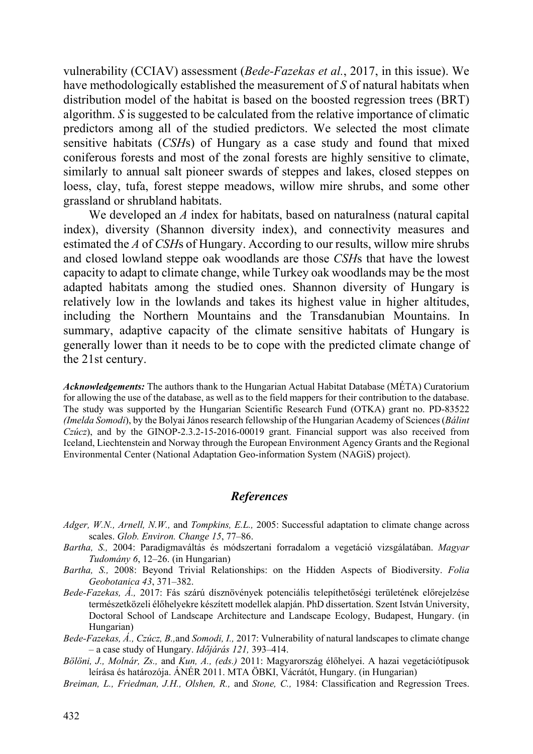vulnerability (CCIAV) assessment (*Bede-Fazekas et al.*, 2017, in this issue). We have methodologically established the measurement of *S* of natural habitats when distribution model of the habitat is based on the boosted regression trees (BRT) algorithm. *S* is suggested to be calculated from the relative importance of climatic predictors among all of the studied predictors. We selected the most climate sensitive habitats (*CSH*s) of Hungary as a case study and found that mixed coniferous forests and most of the zonal forests are highly sensitive to climate, similarly to annual salt pioneer swards of steppes and lakes, closed steppes on loess, clay, tufa, forest steppe meadows, willow mire shrubs, and some other grassland or shrubland habitats.

We developed an *A* index for habitats, based on naturalness (natural capital index), diversity (Shannon diversity index), and connectivity measures and estimated the *A* of *CSH*s of Hungary. According to our results, willow mire shrubs and closed lowland steppe oak woodlands are those *CSH*s that have the lowest capacity to adapt to climate change, while Turkey oak woodlands may be the most adapted habitats among the studied ones. Shannon diversity of Hungary is relatively low in the lowlands and takes its highest value in higher altitudes, including the Northern Mountains and the Transdanubian Mountains. In summary, adaptive capacity of the climate sensitive habitats of Hungary is generally lower than it needs to be to cope with the predicted climate change of the 21st century.

***Acknowledgements:*** The authors thank to the Hungarian Actual Habitat Database (MÉTA) Curatorium for allowing the use of the database, as well as to the field mappers for their contribution to the database. The study was supported by the Hungarian Scientific Research Fund (OTKA) grant no. PD-83522 *(Imelda Somodi)*, by the Bolyai János research fellowship of the Hungarian Academy of Sciences (*Bálint Czúcz*), and by the GINOP-2.3.2-15-2016-00019 grant. Financial support was also received from Iceland, Liechtenstein and Norway through the European Environment Agency Grants and the Regional Environmental Center (National Adaptation Geo-information System (NAGiS) project).

## *References*

*Adger, W.N., Arnell, N.W.,* and *Tompkins, E.L.,* 2005: Successful adaptation to climate change across scales. *Glob. Environ. Change 15*, 77–86.

*Bartha, S.,* 2004: Paradigmaváltás és módszertani forradalom a vegetáció vizsgálatában. *Magyar Tudomány 6*, 12–26. (in Hungarian)

*Bartha, S.,* 2008: Beyond Trivial Relationships: on the Hidden Aspects of Biodiversity. *Folia Geobotanica 43*, 371–382.

*Bede-Fazekas, Á.,* 2017: Fás szárú dísznövények potenciális telepíthetőségi területének előrejelzése természetközeli élőhelyekre készített modellek alapján. PhD dissertation. Szent István University, Doctoral School of Landscape Architecture and Landscape Ecology, Budapest, Hungary. (in Hungarian)

*Bede-Fazekas, Á., Czúcz, B.,*and *Somodi, I.,* 2017: Vulnerability of natural landscapes to climate change – a case study of Hungary. *Időjárás 121,* 393–414.

*Bölöni, J., Molnár, Zs.,* and *Kun, A., (eds.)* 2011: Magyarország élőhelyei. A hazai vegetációtípusok leírása és határozója. ÁNÉR 2011. MTA ÖBKI, Vácrátót, Hungary. (in Hungarian)

*Breiman, L., Friedman, J.H., Olshen, R.,* and *Stone, C.,* 1984: Classification and Regression Trees.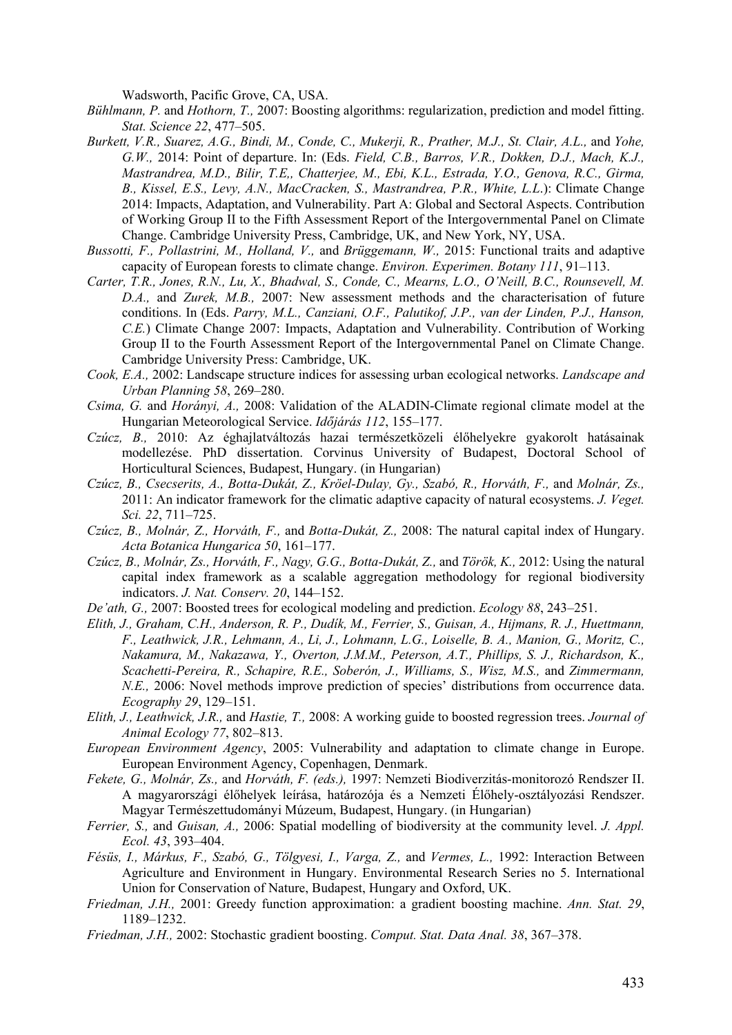Wadsworth, Pacific Grove, CA, USA.

*Bühlmann, P.* and *Hothorn, T.,* 2007: Boosting algorithms: regularization, prediction and model fitting. *Stat. Science 22*, 477–505.

*Burkett, V.R., Suarez, A.G., Bindi, M., Conde, C., Mukerji, R., Prather, M.J., St. Clair, A.L.,* and *Yohe, G.W.,* 2014: Point of departure. In: (Eds. *Field, C.B., Barros, V.R., Dokken, D.J., Mach, K.J., Mastrandrea, M.D., Bilir, T.E,, Chatterjee, M., Ebi, K.L., Estrada, Y.O., Genova, R.C., Girma, B., Kissel, E.S., Levy, A.N., MacCracken, S., Mastrandrea, P.R., White, L.L.*): Climate Change 2014: Impacts, Adaptation, and Vulnerability. Part A: Global and Sectoral Aspects. Contribution of Working Group II to the Fifth Assessment Report of the Intergovernmental Panel on Climate Change. Cambridge University Press, Cambridge, UK, and New York, NY, USA.

*Bussotti, F., Pollastrini, M., Holland, V.,* and *Brüggemann, W.,* 2015: Functional traits and adaptive capacity of European forests to climate change. *Environ. Experimen. Botany 111*, 91–113.

*Carter, T.R., Jones, R.N., Lu, X., Bhadwal, S., Conde, C., Mearns, L.O., O'Neill, B.C., Rounsevell, M. D.A.,* and *Zurek, M.B.,* 2007: New assessment methods and the characterisation of future conditions. In (Eds. *Parry, M.L., Canziani, O.F., Palutikof, J.P., van der Linden, P.J., Hanson, C.E.*) Climate Change 2007: Impacts, Adaptation and Vulnerability. Contribution of Working Group II to the Fourth Assessment Report of the Intergovernmental Panel on Climate Change. Cambridge University Press: Cambridge, UK.

*Cook, E.A.,* 2002: Landscape structure indices for assessing urban ecological networks. *Landscape and Urban Planning 58*, 269–280.

*Csima, G.* and *Horányi, A.,* 2008: Validation of the ALADIN-Climate regional climate model at the Hungarian Meteorological Service. *Időjárás 112*, 155–177.

*Czúcz, B.,* 2010: Az éghajlatváltozás hazai természetközeli élőhelyekre gyakorolt hatásainak modellezése. PhD dissertation. Corvinus University of Budapest, Doctoral School of Horticultural Sciences, Budapest, Hungary. (in Hungarian)

*Czúcz, B., Csecserits, A., Botta-Dukát, Z., Kröel-Dulay, Gy., Szabó, R., Horváth, F.,* and *Molnár, Zs.,* 2011: An indicator framework for the climatic adaptive capacity of natural ecosystems. *J. Veget. Sci. 22*, 711–725.

*Czúcz, B., Molnár, Z., Horváth, F.,* and *Botta-Dukát, Z.,* 2008: The natural capital index of Hungary. *Acta Botanica Hungarica 50*, 161–177.

*Czúcz, B., Molnár, Zs., Horváth, F., Nagy, G.G., Botta-Dukát, Z.,* and *Török, K.,* 2012: Using the natural capital index framework as a scalable aggregation methodology for regional biodiversity indicators. *J. Nat. Conserv. 20*, 144–152.

*De'ath, G.,* 2007: Boosted trees for ecological modeling and prediction. *Ecology 88*, 243–251.

*Elith, J., Graham, C.H., Anderson, R. P., Dudík, M., Ferrier, S., Guisan, A., Hijmans, R. J., Huettmann, F., Leathwick, J.R., Lehmann, A., Li, J., Lohmann, L.G., Loiselle, B. A., Manion, G., Moritz, C., Nakamura, M., Nakazawa, Y., Overton, J.M.M., Peterson, A.T., Phillips, S. J., Richardson, K., Scachetti-Pereira, R., Schapire, R.E., Soberón, J., Williams, S., Wisz, M.S.,* and *Zimmermann, N.E.,* 2006: Novel methods improve prediction of species' distributions from occurrence data. *Ecography 29*, 129–151.

*Elith, J., Leathwick, J.R.,* and *Hastie, T.,* 2008: A working guide to boosted regression trees. *Journal of Animal Ecology 77*, 802–813.

*European Environment Agency*, 2005: Vulnerability and adaptation to climate change in Europe. European Environment Agency, Copenhagen, Denmark.

*Fekete, G., Molnár, Zs.,* and *Horváth, F. (eds.),* 1997: Nemzeti Biodiverzitás-monitorozó Rendszer II. A magyarországi élőhelyek leírása, határozója és a Nemzeti Élőhely-osztályozási Rendszer. Magyar Természettudományi Múzeum, Budapest, Hungary. (in Hungarian)

*Ferrier, S.,* and *Guisan, A.,* 2006: Spatial modelling of biodiversity at the community level. *J. Appl. Ecol. 43*, 393–404.

*Fésüs, I., Márkus, F., Szabó, G., Tölgyesi, I., Varga, Z.,* and *Vermes, L.,* 1992: Interaction Between Agriculture and Environment in Hungary. Environmental Research Series no 5. International Union for Conservation of Nature, Budapest, Hungary and Oxford, UK.

*Friedman, J.H.,* 2001: Greedy function approximation: a gradient boosting machine. *Ann. Stat. 29*, 1189–1232.

*Friedman, J.H.,* 2002: Stochastic gradient boosting. *Comput. Stat. Data Anal. 38*, 367–378.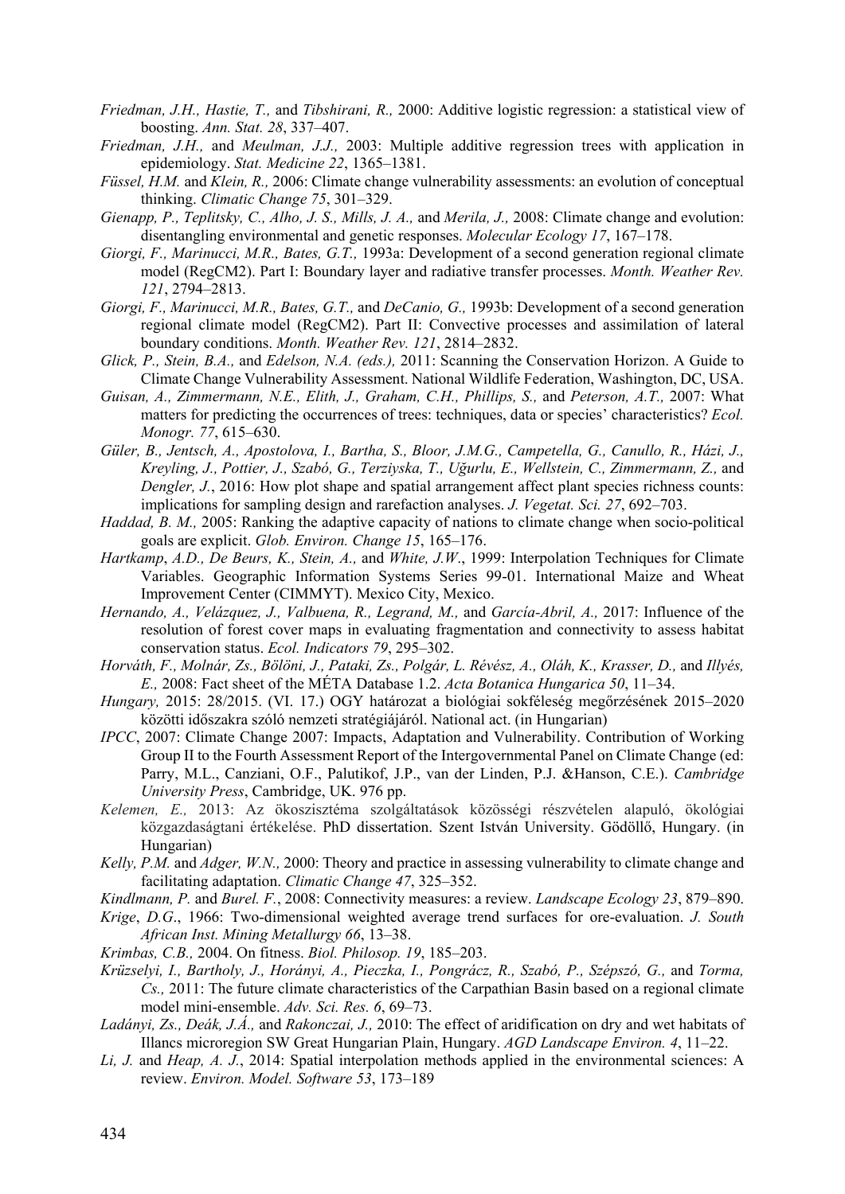*Friedman, J.H., Hastie, T.,* and *Tibshirani, R.,* 2000: Additive logistic regression: a statistical view of boosting. *Ann. Stat. 28*, 337–407.

*Friedman, J.H.,* and *Meulman, J.J.,* 2003: Multiple additive regression trees with application in epidemiology. *Stat. Medicine 22*, 1365–1381.

*Füssel, H.M.* and *Klein, R.,* 2006: Climate change vulnerability assessments: an evolution of conceptual thinking. *Climatic Change 75*, 301–329.

*Gienapp, P., Teplitsky, C., Alho, J. S., Mills, J. A.,* and *Merila, J.,* 2008: Climate change and evolution: disentangling environmental and genetic responses. *Molecular Ecology 17*, 167–178.

*Giorgi, F., Marinucci, M.R., Bates, G.T.,* 1993a: Development of a second generation regional climate model (RegCM2). Part I: Boundary layer and radiative transfer processes. *Month. Weather Rev. 121*, 2794–2813.

*Giorgi, F., Marinucci, M.R., Bates, G.T.,* and *DeCanio, G.,* 1993b: Development of a second generation regional climate model (RegCM2). Part II: Convective processes and assimilation of lateral boundary conditions. *Month. Weather Rev. 121*, 2814–2832.

*Glick, P., Stein, B.A.,* and *Edelson, N.A. (eds.),* 2011: Scanning the Conservation Horizon. A Guide to Climate Change Vulnerability Assessment. National Wildlife Federation, Washington, DC, USA.

*Guisan, A., Zimmermann, N.E., Elith, J., Graham, C.H., Phillips, S.,* and *Peterson, A.T.,* 2007: What matters for predicting the occurrences of trees: techniques, data or species' characteristics? *Ecol. Monogr. 77*, 615–630.

*Güler, B., Jentsch, A., Apostolova, I., Bartha, S., Bloor, J.M.G., Campetella, G., Canullo, R., Házi, J., Kreyling, J., Pottier, J., Szabó, G., Terziyska, T., Uğurlu, E., Wellstein, C., Zimmermann, Z.,* and *Dengler, J.*, 2016: How plot shape and spatial arrangement affect plant species richness counts: implications for sampling design and rarefaction analyses. *J. Vegetat. Sci. 27*, 692–703.

*Haddad, B. M.,* 2005: Ranking the adaptive capacity of nations to climate change when socio-political goals are explicit. *Glob. Environ. Change 15*, 165–176.

*Hartkamp*, *A.D., De Beurs, K., Stein, A.,* and *White, J.W*., 1999: Interpolation Techniques for Climate Variables. Geographic Information Systems Series 99-01. International Maize and Wheat Improvement Center (CIMMYT). Mexico City, Mexico.

*Hernando, A., Velázquez, J., Valbuena, R., Legrand, M.,* and *García-Abril, A.,* 2017: Influence of the resolution of forest cover maps in evaluating fragmentation and connectivity to assess habitat conservation status. *Ecol. Indicators 79*, 295–302.

*Horváth, F., Molnár, Zs., Bölöni, J., Pataki, Zs., Polgár, L. Révész, A., Oláh, K., Krasser, D.,* and *Illyés, E.,* 2008: Fact sheet of the MÉTA Database 1.2. *Acta Botanica Hungarica 50*, 11–34.

*Hungary,* 2015: 28/2015. (VI. 17.) OGY határozat a biológiai sokféleség megőrzésének 2015–2020 közötti időszakra szóló nemzeti stratégiájáról. National act. (in Hungarian)

*IPCC*, 2007: Climate Change 2007: Impacts, Adaptation and Vulnerability. Contribution of Working Group II to the Fourth Assessment Report of the Intergovernmental Panel on Climate Change (ed: Parry, M.L., Canziani, O.F., Palutikof, J.P., van der Linden, P.J. &Hanson, C.E.). *Cambridge University Press*, Cambridge, UK. 976 pp.

*Kelemen, E.,* 2013: Az ökoszisztéma szolgáltatások közösségi részvételen alapuló, ökológiai közgazdaságtani értékelése. PhD dissertation. Szent István University. Gödöllő, Hungary. (in Hungarian)

*Kelly, P.M.* and *Adger, W.N.,* 2000: Theory and practice in assessing vulnerability to climate change and facilitating adaptation. *Climatic Change 47*, 325–352.

*Kindlmann, P.* and *Burel. F.*, 2008: Connectivity measures: a review. *Landscape Ecology 23*, 879–890.

*Krige*, *D.G*., 1966: Two-dimensional weighted average trend surfaces for ore-evaluation. *J. South African Inst. Mining Metallurgy 66*, 13–38.

*Krimbas, C.B.,* 2004. On fitness. *Biol. Philosop. 19*, 185–203.

*Krüzselyi, I., Bartholy, J., Horányi, A., Pieczka, I., Pongrácz, R., Szabó, P., Szépszó, G.,* and *Torma, Cs.,* 2011: The future climate characteristics of the Carpathian Basin based on a regional climate model mini-ensemble. *Adv. Sci. Res. 6*, 69–73.

*Ladányi, Zs., Deák, J.Á.,* and *Rakonczai, J.,* 2010: The effect of aridification on dry and wet habitats of Illancs microregion SW Great Hungarian Plain, Hungary. *AGD Landscape Environ. 4*, 11–22.

*Li, J.* and *Heap, A. J.*, 2014: Spatial interpolation methods applied in the environmental sciences: A review. *Environ. Model. Software 53*, 173–189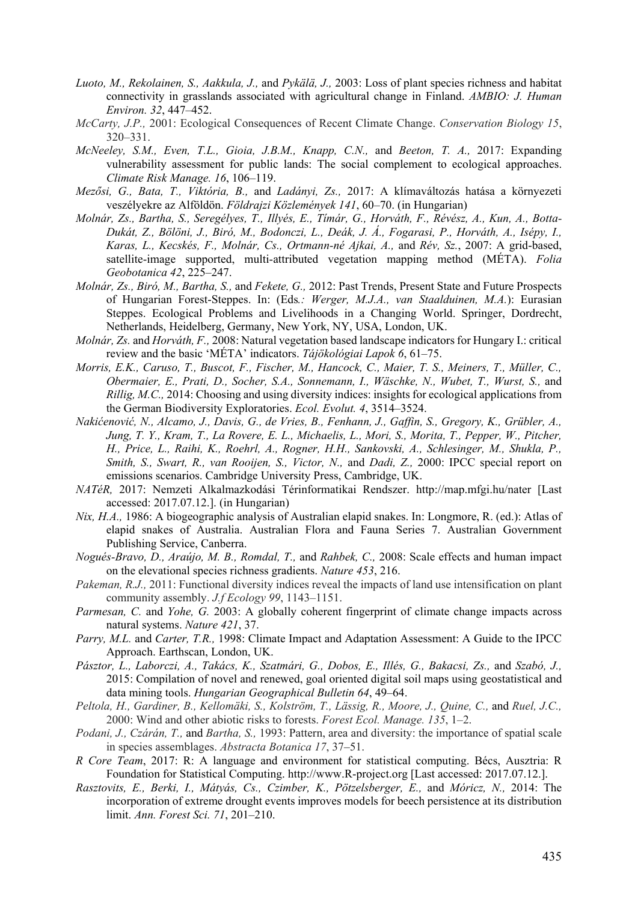*Luoto, M., Rekolainen, S., Aakkula, J.,* and *Pykälä, J.,* 2003: Loss of plant species richness and habitat connectivity in grasslands associated with agricultural change in Finland. *AMBIO: J. Human Environ. 32*, 447–452.

*McCarty, J.P.,* 2001: Ecological Consequences of Recent Climate Change. *Conservation Biology 15*, 320–331.

*McNeeley, S.M., Even, T.L., Gioia, J.B.M., Knapp, C.N.,* and *Beeton, T. A.,* 2017: Expanding vulnerability assessment for public lands: The social complement to ecological approaches. *Climate Risk Manage. 16*, 106–119.

*Mezősi, G., Bata, T., Viktória, B.,* and *Ladányi, Zs.,* 2017: A klímaváltozás hatása a környezeti veszélyekre az Alföldön. *Földrajzi Közlemények 141*, 60–70. (in Hungarian)

*Molnár, Zs., Bartha, S., Seregélyes, T., Illyés, E., Tímár, G., Horváth, F., Révész, A., Kun, A., Botta-Dukát, Z., Bölöni, J., Biró, M., Bodonczi, L., Deák, J. Á., Fogarasi, P., Horváth, A., Isépy, I., Karas, L., Kecskés, F., Molnár, Cs., Ortmann-né Ajkai, A.,* and *Rév, Sz.*, 2007: A grid-based, satellite-image supported, multi-attributed vegetation mapping method (MÉTA). *Folia Geobotanica 42*, 225–247.

*Molnár, Zs., Biró, M., Bartha, S.,* and *Fekete, G.,* 2012: Past Trends, Present State and Future Prospects of Hungarian Forest-Steppes. In: (Eds*.: Werger, M.J.A., van Staalduinen, M.A.*): Eurasian Steppes. Ecological Problems and Livelihoods in a Changing World. Springer, Dordrecht, Netherlands, Heidelberg, Germany, New York, NY, USA, London, UK.

*Molnár, Zs.* and *Horváth, F.,* 2008: Natural vegetation based landscape indicators for Hungary I.: critical review and the basic 'MÉTA' indicators. *Tájökológiai Lapok 6*, 61–75.

*Morris, E.K., Caruso, T., Buscot, F., Fischer, M., Hancock, C., Maier, T. S., Meiners, T., Müller, C., Obermaier, E., Prati, D., Socher, S.A., Sonnemann, I., Wäschke, N., Wubet, T., Wurst, S.,* and *Rillig, M.C.,* 2014: Choosing and using diversity indices: insights for ecological applications from the German Biodiversity Exploratories. *Ecol. Evolut. 4*, 3514–3524.

*Nakićenović, N., Alcamo, J., Davis, G., de Vries, B., Fenhann, J., Gaffin, S., Gregory, K., Grübler, A., Jung, T. Y., Kram, T., La Rovere, E. L., Michaelis, L., Mori, S., Morita, T., Pepper, W., Pitcher, H., Price, L., Raihi, K., Roehrl, A., Rogner, H.H., Sankovski, A., Schlesinger, M., Shukla, P., Smith, S., Swart, R., van Rooijen, S., Victor, N.,* and *Dadi, Z.,* 2000: IPCC special report on emissions scenarios. Cambridge University Press, Cambridge, UK.

*NATéR,* 2017: Nemzeti Alkalmazkodási Térinformatikai Rendszer. http://map.mfgi.hu/nater [Last accessed: 2017.07.12.]. (in Hungarian)

*Nix, H.A.,* 1986: A biogeographic analysis of Australian elapid snakes. In: Longmore, R. (ed.): Atlas of elapid snakes of Australia. Australian Flora and Fauna Series 7. Australian Government Publishing Service, Canberra.

*Nogués-Bravo, D., Araújo, M. B., Romdal, T.,* and *Rahbek, C.,* 2008: Scale effects and human impact on the elevational species richness gradients. *Nature 453*, 216.

*Pakeman, R.J.,* 2011: Functional diversity indices reveal the impacts of land use intensification on plant community assembly. *J.f Ecology 99*, 1143–1151.

*Parmesan, C.* and *Yohe, G.* 2003: A globally coherent fingerprint of climate change impacts across natural systems. *Nature 421*, 37.

*Parry, M.L.* and *Carter, T.R.,* 1998: Climate Impact and Adaptation Assessment: A Guide to the IPCC Approach. Earthscan, London, UK.

*Pásztor, L., Laborczi, A., Takács, K., Szatmári, G., Dobos, E., Illés, G., Bakacsi, Zs.,* and *Szabó, J.,* 2015: Compilation of novel and renewed, goal oriented digital soil maps using geostatistical and data mining tools. *Hungarian Geographical Bulletin 64*, 49–64.

*Peltola, H., Gardiner, B., Kellomäki, S., Kolström, T., Lässig, R., Moore, J., Quine, C.,* and *Ruel, J.C.,* 2000: Wind and other abiotic risks to forests. *Forest Ecol. Manage. 135*, 1–2.

*Podani, J., Czárán, T.,* and *Bartha, S.,* 1993: Pattern, area and diversity: the importance of spatial scale in species assemblages. *Abstracta Botanica 17*, 37–51.

*R Core Team*, 2017: R: A language and environment for statistical computing. Bécs, Ausztria: R Foundation for Statistical Computing. http://www.R-project.org [Last accessed: 2017.07.12.].

*Rasztovits, E., Berki, I., Mátyás, Cs., Czimber, K., Pötzelsberger, E.,* and *Móricz, N.,* 2014: The incorporation of extreme drought events improves models for beech persistence at its distribution limit. *Ann. Forest Sci. 71*, 201–210.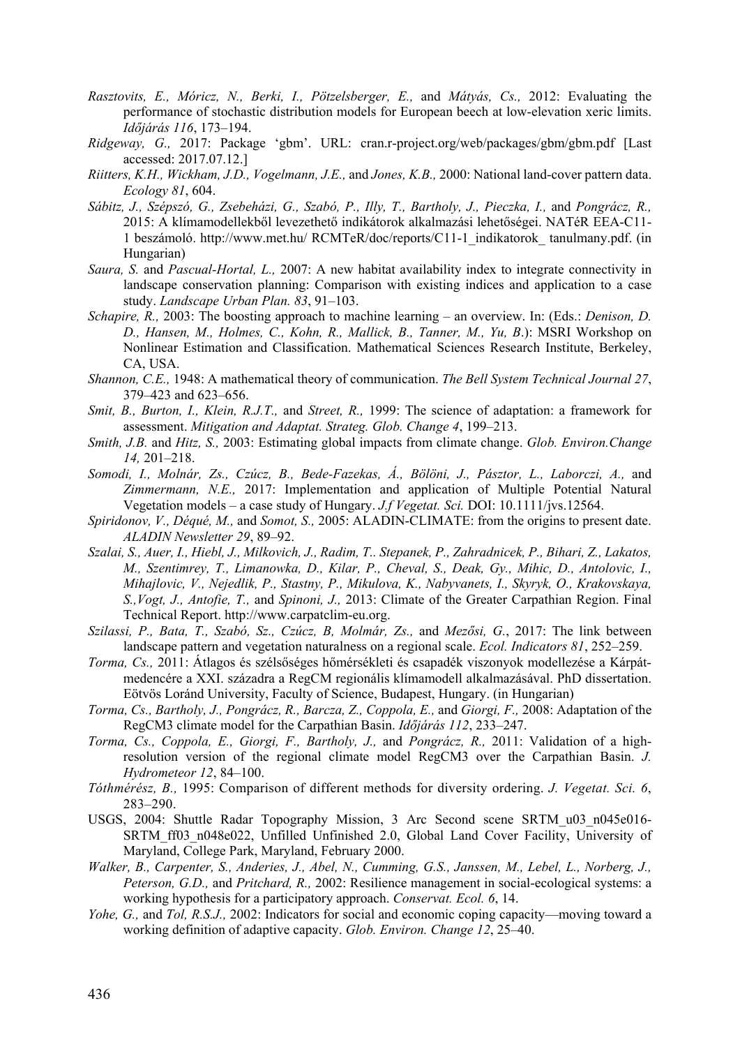*Rasztovits, E., Móricz, N., Berki, I., Pötzelsberger, E.,* and *Mátyás, Cs.,* 2012: Evaluating the performance of stochastic distribution models for European beech at low-elevation xeric limits. *Időjárás 116*, 173–194.

*Ridgeway, G.,* 2017: Package 'gbm'. URL: cran.r-project.org/web/packages/gbm/gbm.pdf [Last accessed: 2017.07.12.]

*Riitters, K.H., Wickham, J.D., Vogelmann, J.E.,* and *Jones, K.B.,* 2000: National land-cover pattern data. *Ecology 81*, 604.

*Sábitz, J., Szépszó, G., Zsebeházi, G., Szabó, P., Illy, T., Bartholy, J., Pieczka, I.,* and *Pongrácz, R.,* 2015: A klímamodellekből levezethető indikátorok alkalmazási lehetőségei. NATéR EEA-C11-1 beszámoló. http://www.met.hu/ RCMTeR/doc/reports/C11-1_indikatorok_ tanulmany.pdf. (in Hungarian)

*Saura, S.* and *Pascual-Hortal, L.,* 2007: A new habitat availability index to integrate connectivity in landscape conservation planning: Comparison with existing indices and application to a case study. *Landscape Urban Plan. 83*, 91–103.

*Schapire, R.,* 2003: The boosting approach to machine learning – an overview. In: (Eds.: *Denison, D. D., Hansen, M., Holmes, C., Kohn, R., Mallick, B., Tanner, M., Yu, B*.): MSRI Workshop on Nonlinear Estimation and Classification. Mathematical Sciences Research Institute, Berkeley, CA, USA.

*Shannon, C.E.,* 1948: A mathematical theory of communication. *The Bell System Technical Journal 27*, 379–423 and 623–656.

*Smit, B., Burton, I., Klein, R.J.T.,* and *Street, R.,* 1999: The science of adaptation: a framework for assessment. *Mitigation and Adaptat. Strateg. Glob. Change 4*, 199–213.

*Smith, J.B.* and *Hitz, S.,* 2003: Estimating global impacts from climate change. *Glob. Environ.Change 14,* 201–218.

*Somodi, I., Molnár, Zs., Czúcz, B., Bede-Fazekas, Á., Bölöni, J., Pásztor, L., Laborczi, A.,* and *Zimmermann, N.E.,* 2017: Implementation and application of Multiple Potential Natural Vegetation models – a case study of Hungary. *J.f Vegetat. Sci.* DOI: 10.1111/jvs.12564.

*Spiridonov, V., Déqué, M.,* and *Somot, S.,* 2005: ALADIN-CLIMATE: from the origins to present date. *ALADIN Newsletter 29*, 89–92.

*Szalai, S., Auer, I., Hiebl, J., Milkovich, J., Radim, T.. Stepanek, P., Zahradnicek, P., Bihari, Z., Lakatos, M., Szentimrey, T., Limanowka, D., Kilar, P., Cheval, S., Deak, Gy., Mihic, D., Antolovic, I., Mihajlovic, V., Nejedlik, P., Stastny, P., Mikulova, K., Nabyvanets, I., Skyryk, O., Krakovskaya, S.,Vogt, J., Antofie, T.,* and *Spinoni, J.,* 2013: Climate of the Greater Carpathian Region. Final Technical Report. http://www.carpatclim-eu.org.

*Szilassi, P., Bata, T., Szabó, Sz., Czúcz, B, Molmár, Zs.,* and *Mezősi, G.*, 2017: The link between landscape pattern and vegetation naturalness on a regional scale. *Ecol. Indicators 81*, 252–259.

*Torma, Cs.,* 2011: Átlagos és szélsőséges hőmérsékleti és csapadék viszonyok modellezése a Kárpát-medencére a XXI. századra a RegCM regionális klímamodell alkalmazásával. PhD dissertation. Eötvös Loránd University, Faculty of Science, Budapest, Hungary. (in Hungarian)

*Torma, Cs., Bartholy, J., Pongrácz, R., Barcza, Z., Coppola, E.,* and *Giorgi, F.,* 2008: Adaptation of the RegCM3 climate model for the Carpathian Basin. *Időjárás 112*, 233–247.

*Torma, Cs., Coppola, E., Giorgi, F., Bartholy, J.,* and *Pongrácz, R.,* 2011: Validation of a high-resolution version of the regional climate model RegCM3 over the Carpathian Basin. *J. Hydrometeor 12*, 84–100.

*Tóthmérész, B.,* 1995: Comparison of different methods for diversity ordering. *J. Vegetat. Sci. 6*, 283–290.

USGS, 2004: Shuttle Radar Topography Mission, 3 Arc Second scene SRTM_u03_n045e016-SRTM_ff03_n048e022, Unfilled Unfinished 2.0, Global Land Cover Facility, University of Maryland, College Park, Maryland, February 2000.

*Walker, B., Carpenter, S., Anderies, J., Abel, N., Cumming, G.S., Janssen, M., Lebel, L., Norberg, J., Peterson, G.D.,* and *Pritchard, R.,* 2002: Resilience management in social-ecological systems: a working hypothesis for a participatory approach. *Conservat. Ecol. 6*, 14.

*Yohe, G.,* and *Tol, R.S.J.,* 2002: Indicators for social and economic coping capacity—moving toward a working definition of adaptive capacity. *Glob. Environ. Change 12*, 25–40.